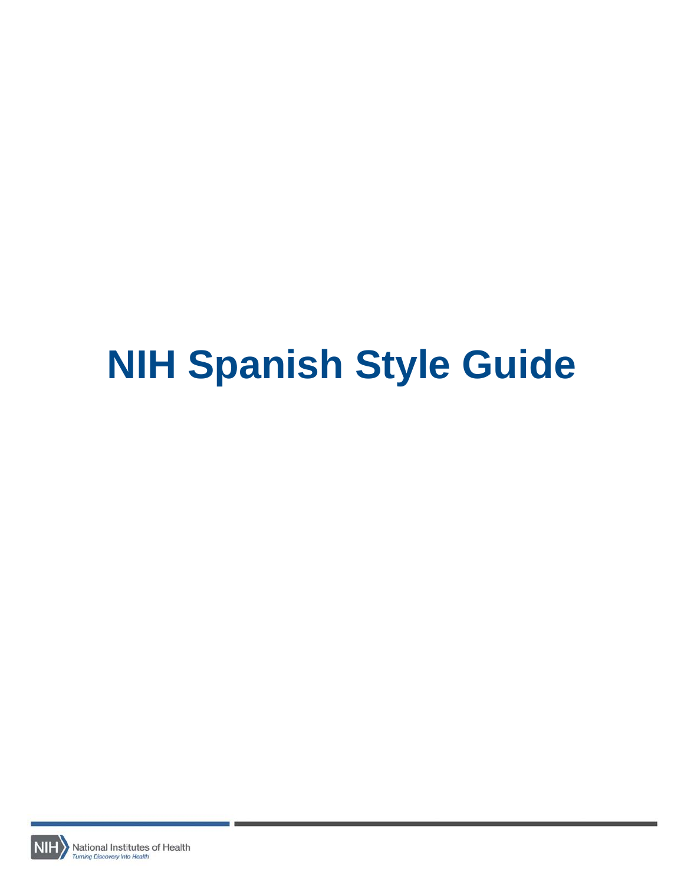# NIH Spanish Style Guide

National Institutes of Health

*Turning Discovery Into Health*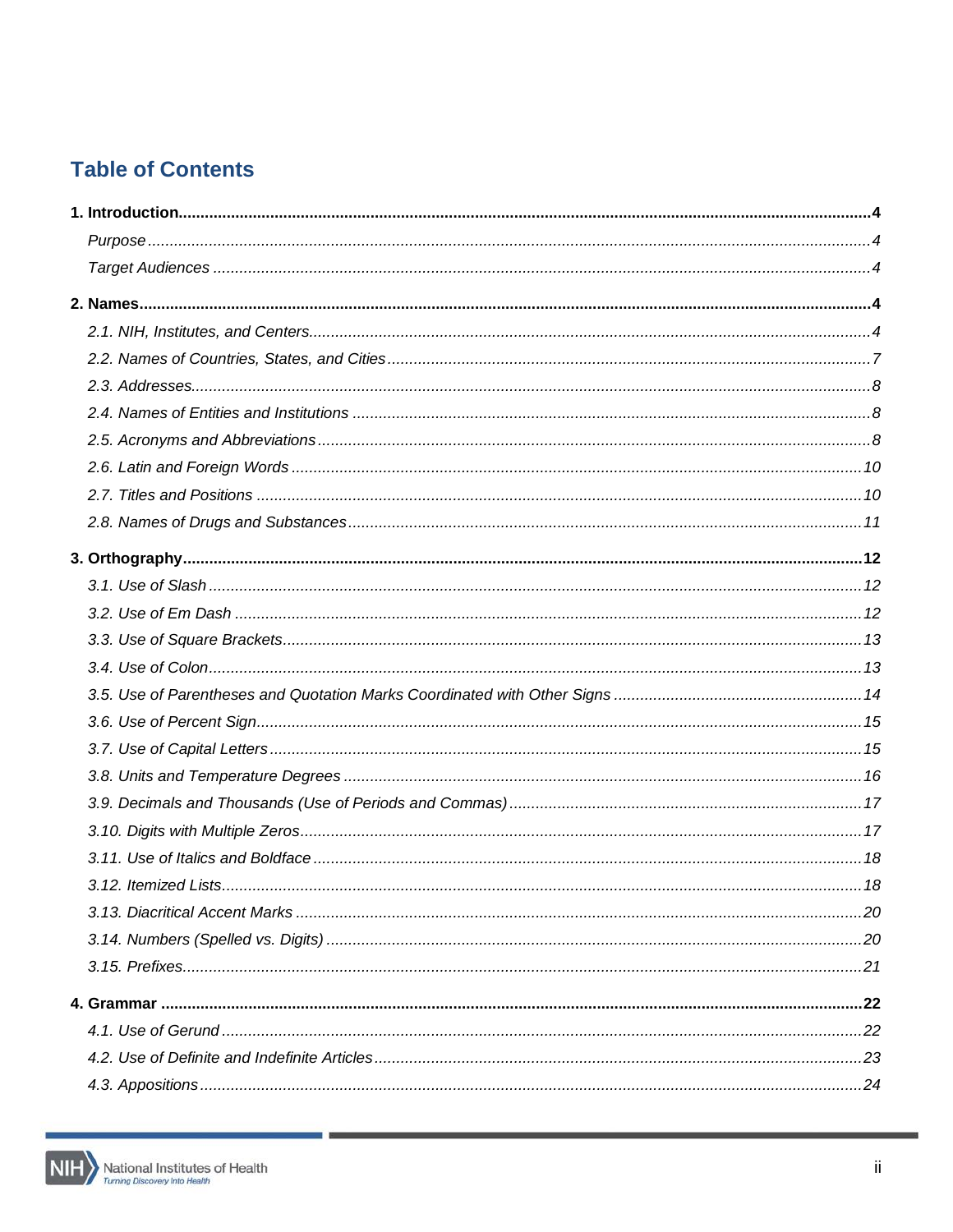## Table of Contents

**1. Introduction** ........................................ **4**

- *Purpose* ........................................ *4*
- *Target Audiences* ........................................ *4*

**2. Names** ........................................ **4**

- *2.1. NIH, Institutes, and Centers* ........................................ *4*
- *2.2. Names of Countries, States, and Cities* ........................................ *7*
- *2.3. Addresses* ........................................ *8*
- *2.4. Names of Entities and Institutions* ........................................ *8*
- *2.5. Acronyms and Abbreviations* ........................................ *8*
- *2.6. Latin and Foreign Words* ........................................ *10*
- *2.7. Titles and Positions* ........................................ *10*
- *2.8. Names of Drugs and Substances* ........................................ *11*

**3. Orthography** ........................................ **12**

- *3.1. Use of Slash* ........................................ *12*
- *3.2. Use of Em Dash* ........................................ *12*
- *3.3. Use of Square Brackets* ........................................ *13*
- *3.4. Use of Colon* ........................................ *13*
- *3.5. Use of Parentheses and Quotation Marks Coordinated with Other Signs* ........................................ *14*
- *3.6. Use of Percent Sign* ........................................ *15*
- *3.7. Use of Capital Letters* ........................................ *15*
- *3.8. Units and Temperature Degrees* ........................................ *16*
- *3.9. Decimals and Thousands (Use of Periods and Commas)* ........................................ *17*
- *3.10. Digits with Multiple Zeros* ........................................ *17*
- *3.11. Use of Italics and Boldface* ........................................ *18*
- *3.12. Itemized Lists* ........................................ *18*
- *3.13. Diacritical Accent Marks* ........................................ *20*
- *3.14. Numbers (Spelled vs. Digits)* ........................................ *20*
- *3.15. Prefixes* ........................................ *21*

**4. Grammar** ........................................ **22**

- *4.1. Use of Gerund* ........................................ *22*
- *4.2. Use of Definite and Indefinite Articles* ........................................ *23*
- *4.3. Appositions* ........................................ *24*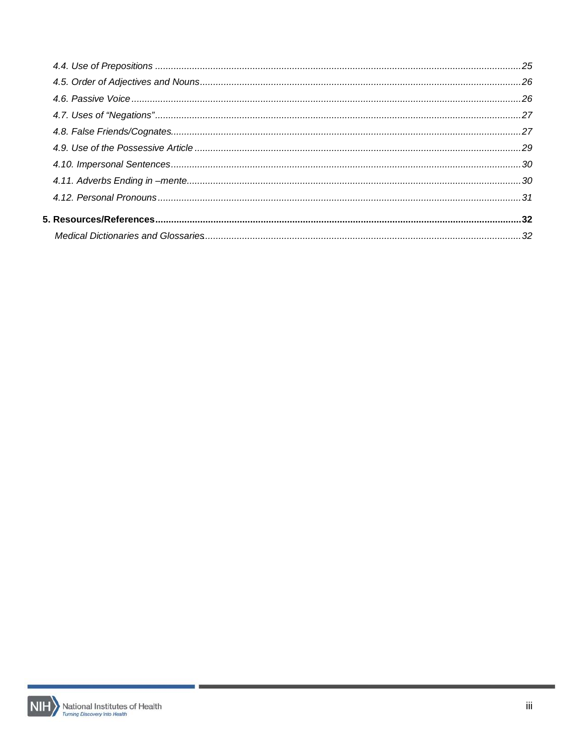*4.4. Use of Prepositions* ........ *25*

*4.5. Order of Adjectives and Nouns* ........ *26*

*4.6. Passive Voice* ........ *26*

*4.7. Uses of "Negations"* ........ *27*

*4.8. False Friends/Cognates* ........ *27*

*4.9. Use of the Possessive Article* ........ *29*

*4.10. Impersonal Sentences* ........ *30*

*4.11. Adverbs Ending in –mente* ........ *30*

*4.12. Personal Pronouns* ........ *31*

**5. Resources/References** ........ **32**

*Medical Dictionaries and Glossaries* ........ *32*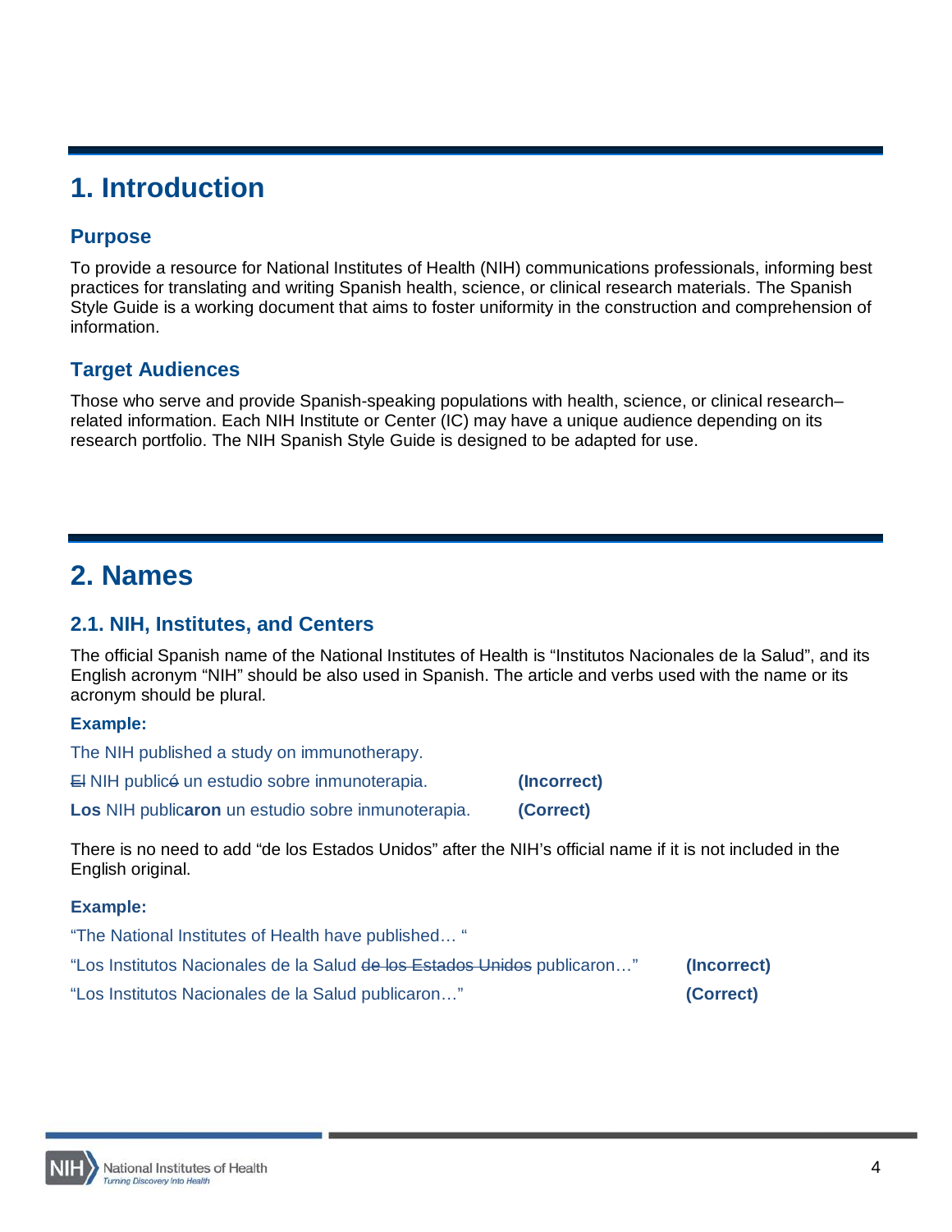# 1. Introduction

## Purpose

To provide a resource for National Institutes of Health (NIH) communications professionals, informing best practices for translating and writing Spanish health, science, or clinical research materials. The Spanish Style Guide is a working document that aims to foster uniformity in the construction and comprehension of information.

## Target Audiences

Those who serve and provide Spanish-speaking populations with health, science, or clinical research–related information. Each NIH Institute or Center (IC) may have a unique audience depending on its research portfolio. The NIH Spanish Style Guide is designed to be adapted for use.

# 2. Names

## 2.1. NIH, Institutes, and Centers

The official Spanish name of the National Institutes of Health is "Institutos Nacionales de la Salud", and its English acronym "NIH" should be also used in Spanish. The article and verbs used with the name or its acronym should be plural.

**Example:**

The NIH published a study on immunotherapy.

~~El~~ NIH public~~ó~~ un estudio sobre inmunoterapia. **(Incorrect)**

**Los** NIH public**aron** un estudio sobre inmunoterapia. **(Correct)**

There is no need to add "de los Estados Unidos" after the NIH's official name if it is not included in the English original.

**Example:**

"The National Institutes of Health have published… "

"Los Institutos Nacionales de la Salud ~~de los Estados Unidos~~ publicaron…" **(Incorrect)**

"Los Institutos Nacionales de la Salud publicaron…" **(Correct)**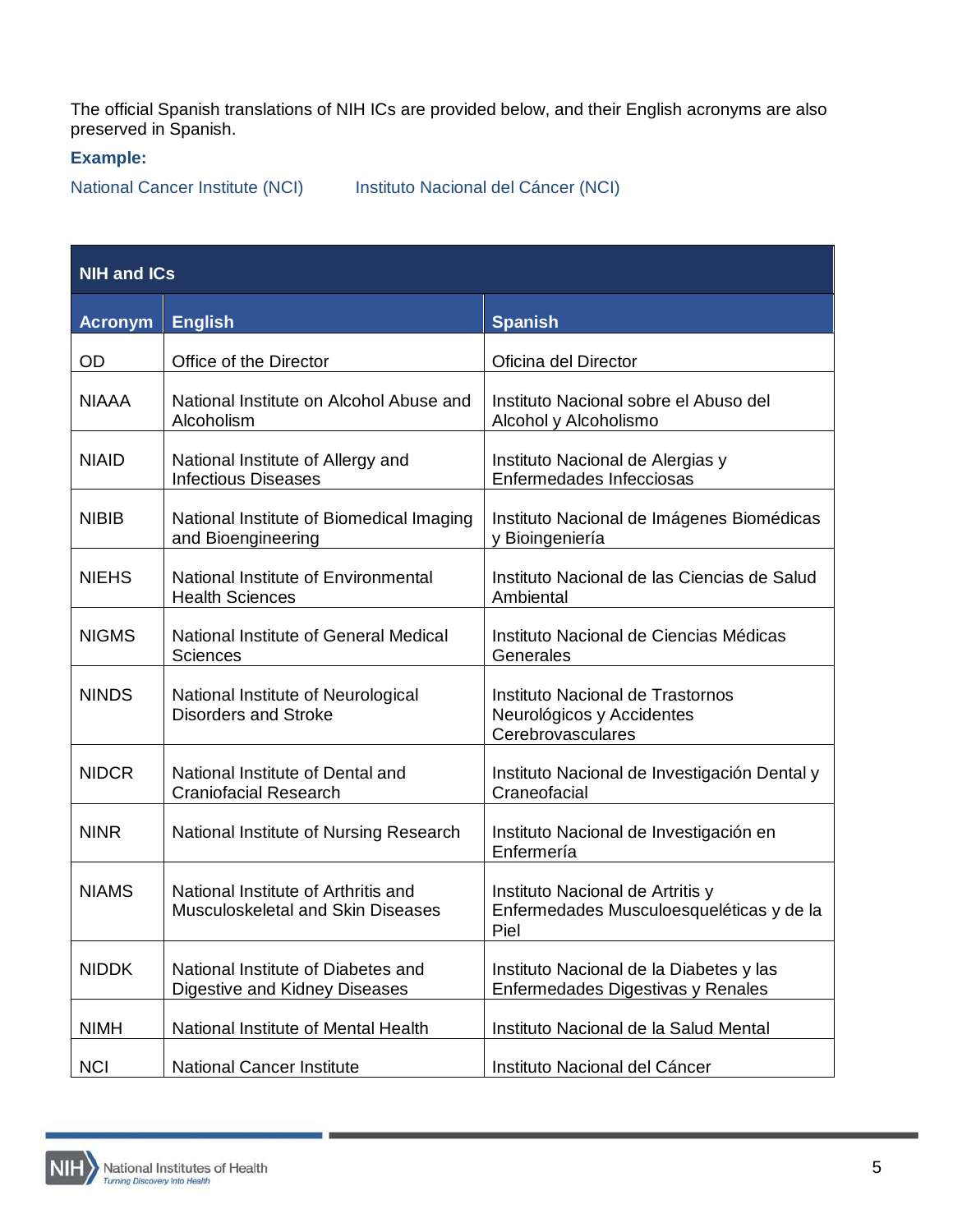The official Spanish translations of NIH ICs are provided below, and their English acronyms are also preserved in Spanish.

**Example:**

National Cancer Institute (NCI) Instituto Nacional del Cáncer (NCI)

| NIH and ICs | | |
|---|---|---|
| **Acronym** | **English** | **Spanish** |
| OD | Office of the Director | Oficina del Director |
| NIAAA | National Institute on Alcohol Abuse and Alcoholism | Instituto Nacional sobre el Abuso del Alcohol y Alcoholismo |
| NIAID | National Institute of Allergy and Infectious Diseases | Instituto Nacional de Alergias y Enfermedades Infecciosas |
| NIBIB | National Institute of Biomedical Imaging and Bioengineering | Instituto Nacional de Imágenes Biomédicas y Bioingeniería |
| NIEHS | National Institute of Environmental Health Sciences | Instituto Nacional de las Ciencias de Salud Ambiental |
| NIGMS | National Institute of General Medical Sciences | Instituto Nacional de Ciencias Médicas Generales |
| NINDS | National Institute of Neurological Disorders and Stroke | Instituto Nacional de Trastornos Neurológicos y Accidentes Cerebrovasculares |
| NIDCR | National Institute of Dental and Craniofacial Research | Instituto Nacional de Investigación Dental y Craneofacial |
| NINR | National Institute of Nursing Research | Instituto Nacional de Investigación en Enfermería |
| NIAMS | National Institute of Arthritis and Musculoskeletal and Skin Diseases | Instituto Nacional de Artritis y Enfermedades Musculoesqueléticas y de la Piel |
| NIDDK | National Institute of Diabetes and Digestive and Kidney Diseases | Instituto Nacional de la Diabetes y las Enfermedades Digestivas y Renales |
| NIMH | National Institute of Mental Health | Instituto Nacional de la Salud Mental |
| NCI | National Cancer Institute | Instituto Nacional del Cáncer |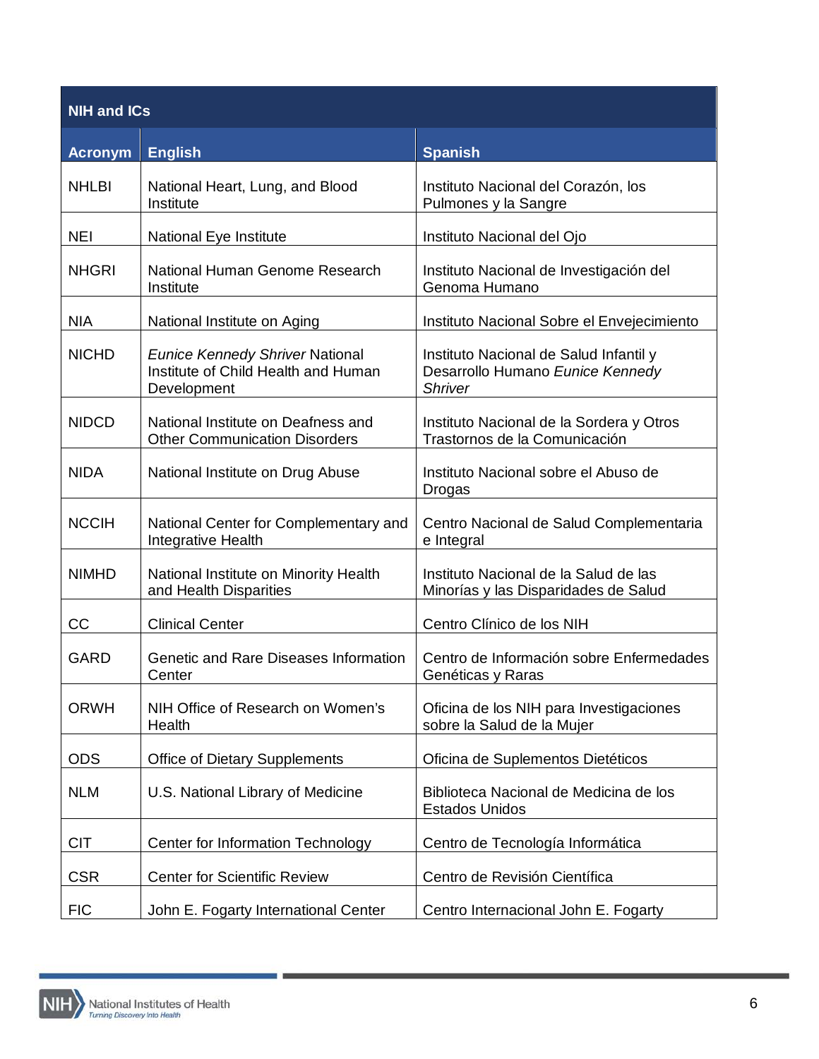| NIH and ICs | | |
|---|---|---|
| **Acronym** | **English** | **Spanish** |
| NHLBI | National Heart, Lung, and Blood Institute | Instituto Nacional del Corazón, los Pulmones y la Sangre |
| NEI | National Eye Institute | Instituto Nacional del Ojo |
| NHGRI | National Human Genome Research Institute | Instituto Nacional de Investigación del Genoma Humano |
| NIA | National Institute on Aging | Instituto Nacional Sobre el Envejecimiento |
| NICHD | *Eunice Kennedy Shriver* National Institute of Child Health and Human Development | Instituto Nacional de Salud Infantil y Desarrollo Humano *Eunice Kennedy Shriver* |
| NIDCD | National Institute on Deafness and Other Communication Disorders | Instituto Nacional de la Sordera y Otros Trastornos de la Comunicación |
| NIDA | National Institute on Drug Abuse | Instituto Nacional sobre el Abuso de Drogas |
| NCCIH | National Center for Complementary and Integrative Health | Centro Nacional de Salud Complementaria e Integral |
| NIMHD | National Institute on Minority Health and Health Disparities | Instituto Nacional de la Salud de las Minorías y las Disparidades de Salud |
| CC | Clinical Center | Centro Clínico de los NIH |
| GARD | Genetic and Rare Diseases Information Center | Centro de Información sobre Enfermedades Genéticas y Raras |
| ORWH | NIH Office of Research on Women's Health | Oficina de los NIH para Investigaciones sobre la Salud de la Mujer |
| ODS | Office of Dietary Supplements | Oficina de Suplementos Dietéticos |
| NLM | U.S. National Library of Medicine | Biblioteca Nacional de Medicina de los Estados Unidos |
| CIT | Center for Information Technology | Centro de Tecnología Informática |
| CSR | Center for Scientific Review | Centro de Revisión Científica |
| FIC | John E. Fogarty International Center | Centro Internacional John E. Fogarty |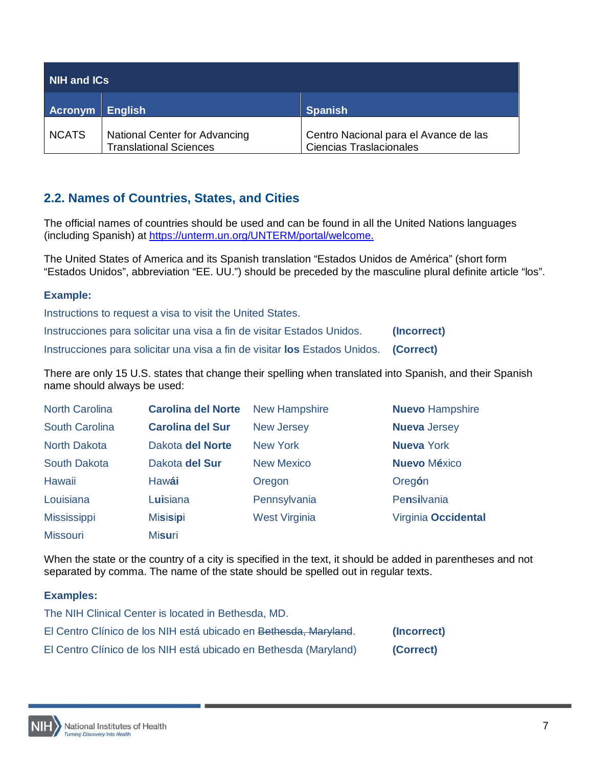| NIH and ICs | | |
|---|---|---|
| **Acronym** | **English** | **Spanish** |
| NCATS | National Center for Advancing Translational Sciences | Centro Nacional para el Avance de las Ciencias Traslacionales |

## 2.2. Names of Countries, States, and Cities

The official names of countries should be used and can be found in all the United Nations languages (including Spanish) at https://unterm.un.org/UNTERM/portal/welcome.

The United States of America and its Spanish translation "Estados Unidos de América" (short form "Estados Unidos", abbreviation "EE. UU.") should be preceded by the masculine plural definite article "los".

**Example:**

Instructions to request a visa to visit the United States.

Instrucciones para solicitar una visa a fin de visitar Estados Unidos. **(Incorrect)**

Instrucciones para solicitar una visa a fin de visitar **los** Estados Unidos. **(Correct)**

There are only 15 U.S. states that change their spelling when translated into Spanish, and their Spanish name should always be used:

| | | | |
|---|---|---|---|
| North Carolina | **Carolina del Norte** | New Hampshire | **Nuevo** Hampshire |
| South Carolina | **Carolina del Sur** | New Jersey | **Nueva** Jersey |
| North Dakota | Dakota **del Norte** | New York | **Nueva** York |
| South Dakota | Dakota **del Sur** | New Mexico | **Nuevo** M**é**xico |
| Hawaii | Haw**ái** | Oregon | Oreg**ó**n |
| Louisiana | L**ui**siana | Pennsylvania | Pen**si**lvania |
| Mississippi | Mi**s**is**i**pi | West Virginia | Virginia **Occidental** |
| Missouri | Mis**u**ri | | |

When the state or the country of a city is specified in the text, it should be added in parentheses and not separated by comma. The name of the state should be spelled out in regular texts.

**Examples:**

The NIH Clinical Center is located in Bethesda, MD.

El Centro Clínico de los NIH está ubicado en ~~Bethesda, Maryland~~. **(Incorrect)**

El Centro Clínico de los NIH está ubicado en Bethesda (Maryland) **(Correct)**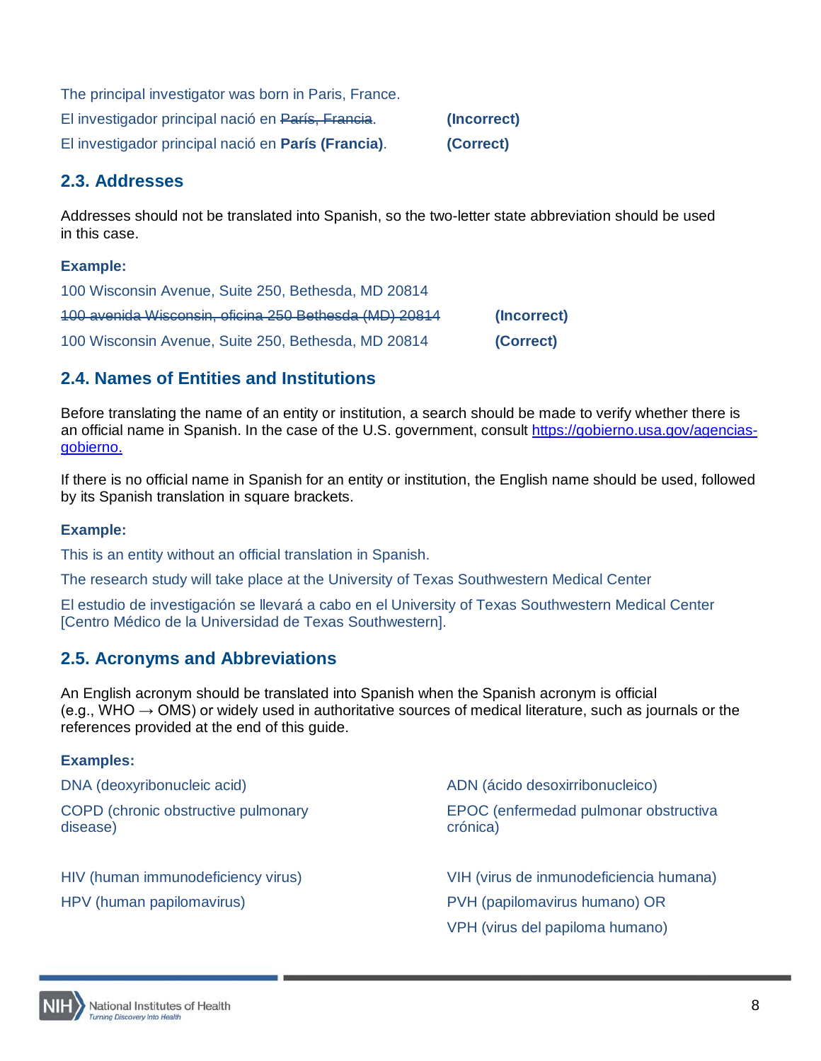The principal investigator was born in Paris, France.

El investigador principal nació en ~~París, Francia~~. **(Incorrect)**

El investigador principal nació en **París (Francia)**. **(Correct)**

## 2.3. Addresses

Addresses should not be translated into Spanish, so the two-letter state abbreviation should be used in this case.

**Example:**

100 Wisconsin Avenue, Suite 250, Bethesda, MD 20814

~~100 avenida Wisconsin, oficina 250 Bethesda (MD) 20814~~ **(Incorrect)**

100 Wisconsin Avenue, Suite 250, Bethesda, MD 20814 **(Correct)**

## 2.4. Names of Entities and Institutions

Before translating the name of an entity or institution, a search should be made to verify whether there is an official name in Spanish. In the case of the U.S. government, consult https://gobierno.usa.gov/agencias-gobierno.

If there is no official name in Spanish for an entity or institution, the English name should be used, followed by its Spanish translation in square brackets.

**Example:**

This is an entity without an official translation in Spanish.

The research study will take place at the University of Texas Southwestern Medical Center

El estudio de investigación se llevará a cabo en el University of Texas Southwestern Medical Center [Centro Médico de la Universidad de Texas Southwestern].

## 2.5. Acronyms and Abbreviations

An English acronym should be translated into Spanish when the Spanish acronym is official (e.g., WHO → OMS) or widely used in authoritative sources of medical literature, such as journals or the references provided at the end of this guide.

**Examples:**

| English | Spanish |
|---|---|
| DNA (deoxyribonucleic acid) | ADN (ácido desoxirribonucleico) |
| COPD (chronic obstructive pulmonary disease) | EPOC (enfermedad pulmonar obstructiva crónica) |
| HIV (human immunodeficiency virus) | VIH (virus de inmunodeficiencia humana) |
| HPV (human papilomavirus) | PVH (papilomavirus humano) OR VPH (virus del papiloma humano) |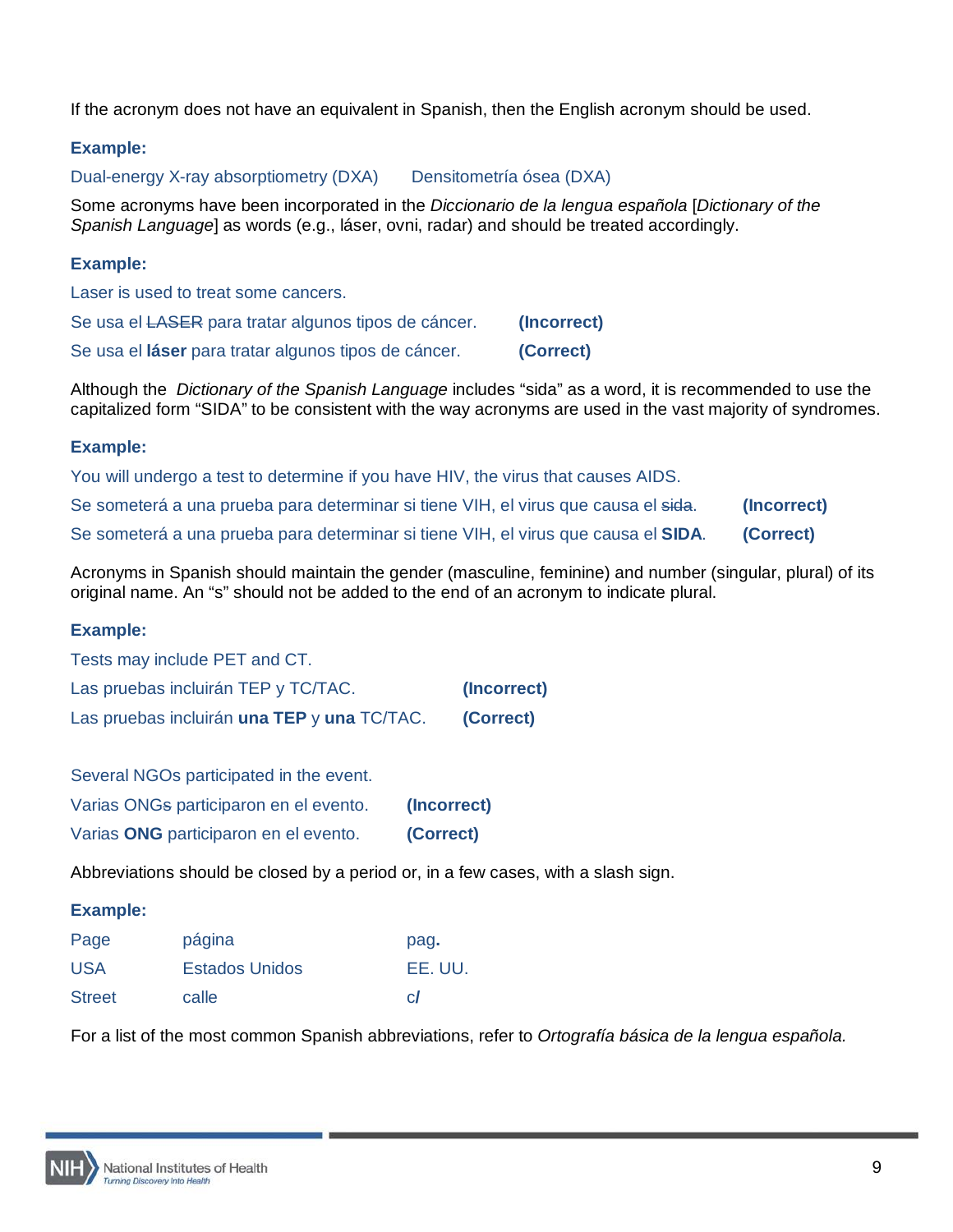If the acronym does not have an equivalent in Spanish, then the English acronym should be used.

**Example:**

Dual-energy X-ray absorptiometry (DXA)     Densitometría ósea (DXA)

Some acronyms have been incorporated in the *Diccionario de la lengua española* [*Dictionary of the Spanish Language*] as words (e.g., láser, ovni, radar) and should be treated accordingly.

**Example:**

Laser is used to treat some cancers.

| | |
|---|---|
| Se usa el ~~LASER~~ para tratar algunos tipos de cáncer. | **(Incorrect)** |
| Se usa el **láser** para tratar algunos tipos de cáncer. | **(Correct)** |

Although the *Dictionary of the Spanish Language* includes "sida" as a word, it is recommended to use the capitalized form "SIDA" to be consistent with the way acronyms are used in the vast majority of syndromes.

**Example:**

You will undergo a test to determine if you have HIV, the virus that causes AIDS.

| | |
|---|---|
| Se someterá a una prueba para determinar si tiene VIH, el virus que causa el ~~sida~~. | **(Incorrect)** |
| Se someterá a una prueba para determinar si tiene VIH, el virus que causa el **SIDA**. | **(Correct)** |

Acronyms in Spanish should maintain the gender (masculine, feminine) and number (singular, plural) of its original name. An "s" should not be added to the end of an acronym to indicate plural.

**Example:**

Tests may include PET and CT.

| | |
|---|---|
| Las pruebas incluirán TEP y TC/TAC. | **(Incorrect)** |
| Las pruebas incluirán **una TEP** y **una** TC/TAC. | **(Correct)** |

Several NGOs participated in the event.

| | |
|---|---|
| Varias ONG~~s~~ participaron en el evento. | **(Incorrect)** |
| Varias **ONG** participaron en el evento. | **(Correct)** |

Abbreviations should be closed by a period or, in a few cases, with a slash sign.

**Example:**

| | | |
|---|---|---|
| Page | página | pag**.** |
| USA | Estados Unidos | EE. UU. |
| Street | calle | c**/** |

For a list of the most common Spanish abbreviations, refer to *Ortografía básica de la lengua española.*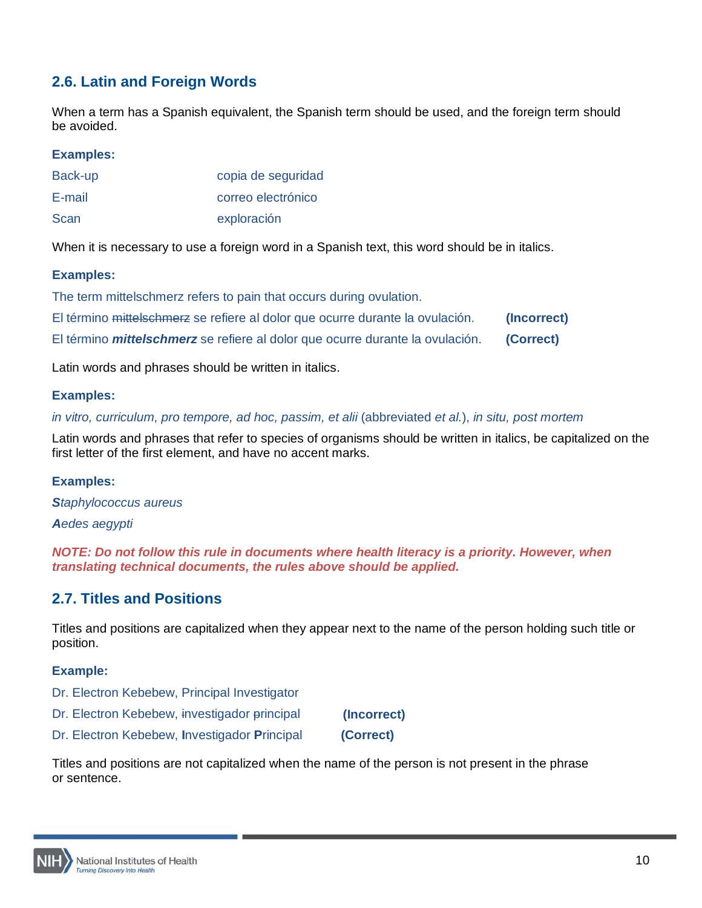## 2.6. Latin and Foreign Words

When a term has a Spanish equivalent, the Spanish term should be used, and the foreign term should be avoided.

**Examples:**

| | |
|---|---|
| Back-up | copia de seguridad |
| E-mail | correo electrónico |
| Scan | exploración |

When it is necessary to use a foreign word in a Spanish text, this word should be in italics.

**Examples:**

The term mittelschmerz refers to pain that occurs during ovulation.

El término ~~mittelschmerz~~ se refiere al dolor que ocurre durante la ovulación. **(Incorrect)**

El término ***mittelschmerz*** se refiere al dolor que ocurre durante la ovulación. **(Correct)**

Latin words and phrases should be written in italics.

**Examples:**

*in vitro, curriculum, pro tempore, ad hoc, passim, et alii* (abbreviated *et al.*), *in situ, post mortem*

Latin words and phrases that refer to species of organisms should be written in italics, be capitalized on the first letter of the first element, and have no accent marks.

**Examples:**

***S****taphylococcus aureus*

***A****edes aegypti*

***NOTE: Do not follow this rule in documents where health literacy is a priority. However, when translating technical documents, the rules above should be applied.***

## 2.7. Titles and Positions

Titles and positions are capitalized when they appear next to the name of the person holding such title or position.

**Example:**

Dr. Electron Kebebew, Principal Investigator

Dr. Electron Kebebew, ~~i~~nvestigador ~~p~~rincipal **(Incorrect)**

Dr. Electron Kebebew, **I**nvestigador **P**rincipal **(Correct)**

Titles and positions are not capitalized when the name of the person is not present in the phrase or sentence.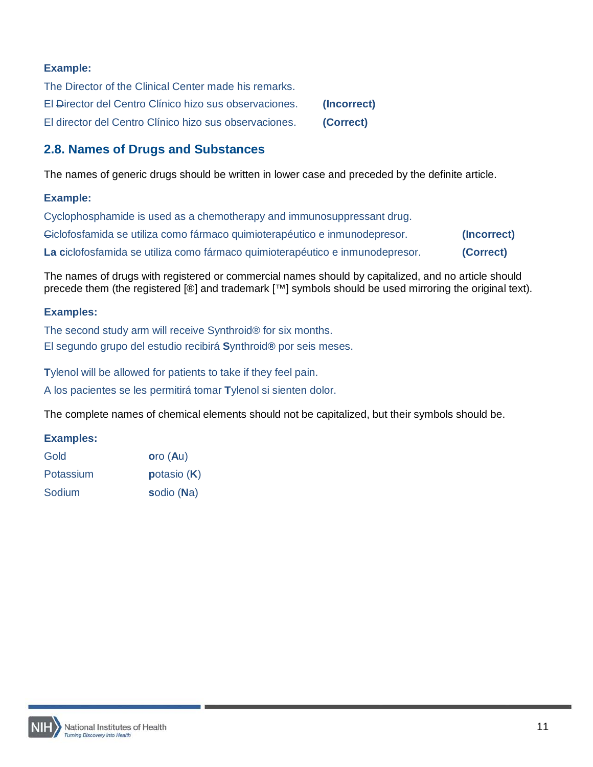**Example:**

The Director of the Clinical Center made his remarks.

El ~~D~~irector del Centro Clínico hizo sus observaciones. **(Incorrect)**

El director del Centro Clínico hizo sus observaciones. **(Correct)**

## 2.8. Names of Drugs and Substances

The names of generic drugs should be written in lower case and preceded by the definite article.

**Example:**

Cyclophosphamide is used as a chemotherapy and immunosuppressant drug.

~~C~~iclofosfamida se utiliza como fármaco quimioterapéutico e inmunodepresor. **(Incorrect)**

**La c**iclofosfamida se utiliza como fármaco quimioterapéutico e inmunodepresor. **(Correct)**

The names of drugs with registered or commercial names should by capitalized, and no article should precede them (the registered [®] and trademark [™] symbols should be used mirroring the original text).

**Examples:**

The second study arm will receive Synthroid® for six months.

El segundo grupo del estudio recibirá **S**ynthroid**®** por seis meses.

**T**ylenol will be allowed for patients to take if they feel pain.

A los pacientes se les permitirá tomar **T**ylenol si sienten dolor.

The complete names of chemical elements should not be capitalized, but their symbols should be.

**Examples:**

| | |
|---|---|
| Gold | **o**ro (**A**u) |
| Potassium | **p**otasio (**K**) |
| Sodium | **s**odio (**N**a) |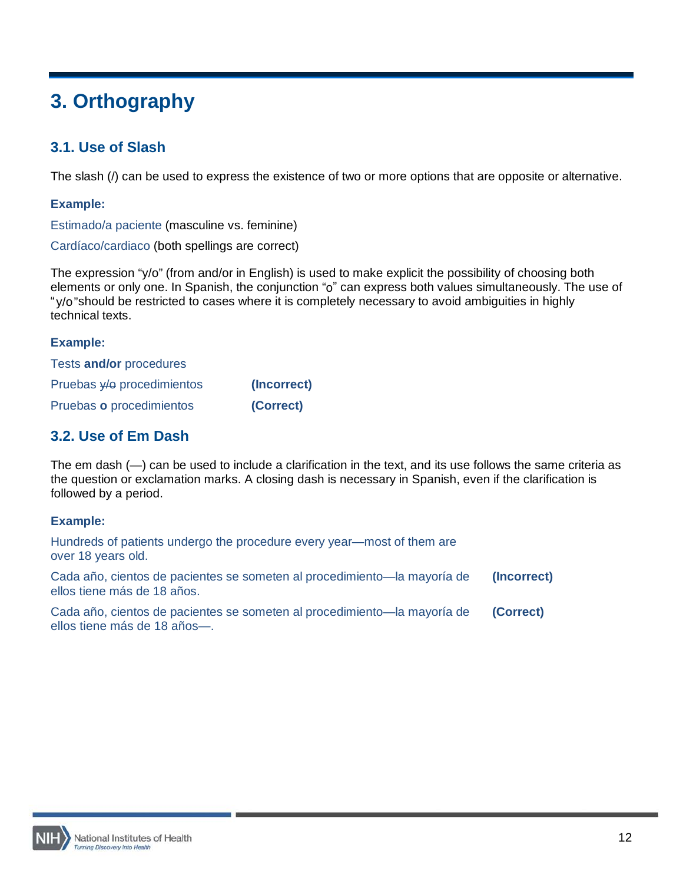# 3. Orthography

## 3.1. Use of Slash

The slash (/) can be used to express the existence of two or more options that are opposite or alternative.

**Example:**

Estimado/a paciente (masculine vs. feminine)

Cardíaco/cardiaco (both spellings are correct)

The expression “y/o” (from and/or in English) is used to make explicit the possibility of choosing both elements or only one. In Spanish, the conjunction “o” can express both values simultaneously. The use of “y/o”should be restricted to cases where it is completely necessary to avoid ambiguities in highly technical texts.

**Example:**

Tests **and/or** procedures

Pruebas ~~y/o~~ procedimientos **(Incorrect)**

Pruebas **o** procedimientos **(Correct)**

## 3.2. Use of Em Dash

The em dash (—) can be used to include a clarification in the text, and its use follows the same criteria as the question or exclamation marks. A closing dash is necessary in Spanish, even if the clarification is followed by a period.

**Example:**

Hundreds of patients undergo the procedure every year—most of them are over 18 years old.

Cada año, cientos de pacientes se someten al procedimiento—la mayoría de ellos tiene más de 18 años. **(Incorrect)**

Cada año, cientos de pacientes se someten al procedimiento—la mayoría de ellos tiene más de 18 años—. **(Correct)**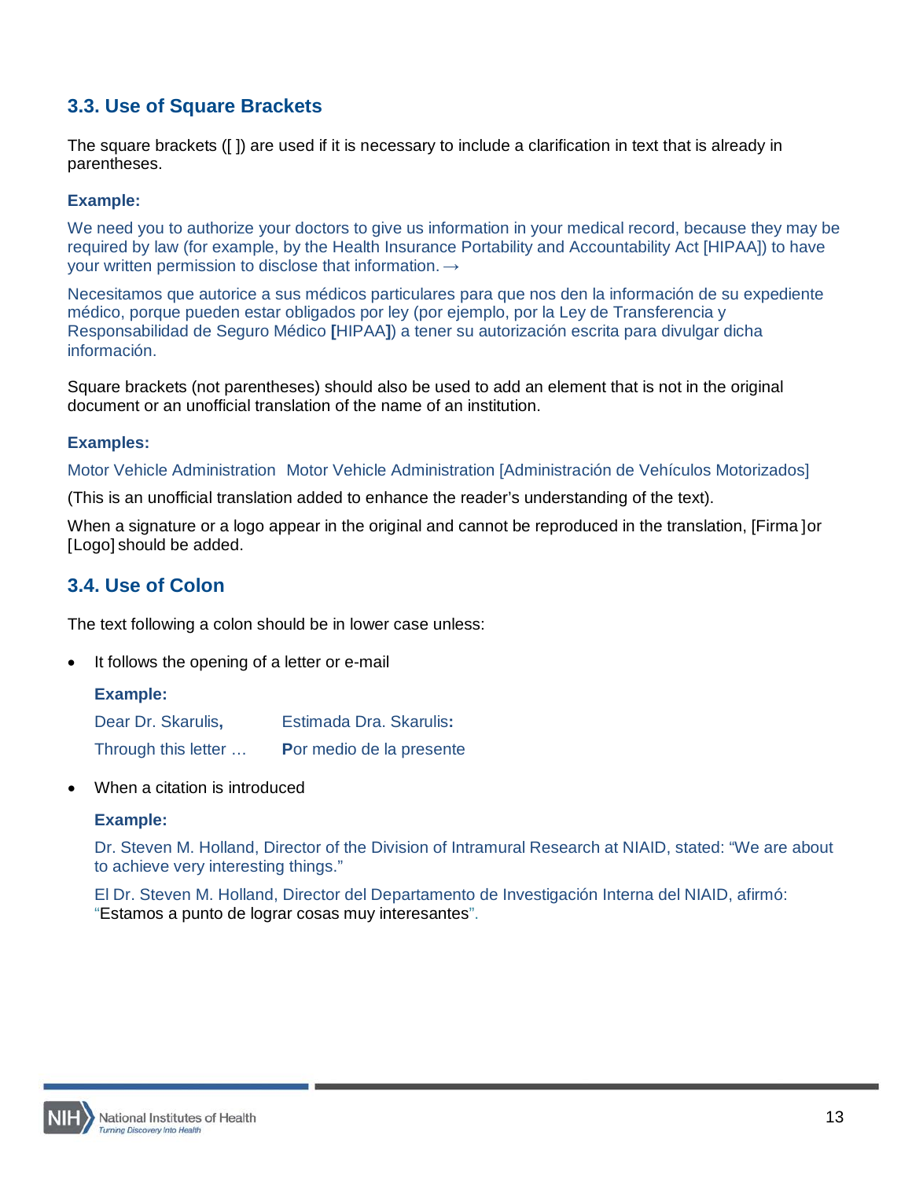## 3.3. Use of Square Brackets

The square brackets ([ ]) are used if it is necessary to include a clarification in text that is already in parentheses.

**Example:**

We need you to authorize your doctors to give us information in your medical record, because they may be required by law (for example, by the Health Insurance Portability and Accountability Act [HIPAA]) to have your written permission to disclose that information. →

Necesitamos que autorice a sus médicos particulares para que nos den la información de su expediente médico, porque pueden estar obligados por ley (por ejemplo, por la Ley de Transferencia y Responsabilidad de Seguro Médico **[**HIPAA**]**) a tener su autorización escrita para divulgar dicha información.

Square brackets (not parentheses) should also be used to add an element that is not in the original document or an unofficial translation of the name of an institution.

**Examples:**

Motor Vehicle Administration  Motor Vehicle Administration [Administración de Vehículos Motorizados]

(This is an unofficial translation added to enhance the reader's understanding of the text).

When a signature or a logo appear in the original and cannot be reproduced in the translation, [Firma ]or [Logo] should be added.

## 3.4. Use of Colon

The text following a colon should be in lower case unless:

- It follows the opening of a letter or e-mail

  **Example:**

  | | |
  |---|---|
  | Dear Dr. Skarulis**,** | Estimada Dra. Skarulis**:** |
  | Through this letter … | **P**or medio de la presente |

- When a citation is introduced

  **Example:**

  Dr. Steven M. Holland, Director of the Division of Intramural Research at NIAID, stated: "We are about to achieve very interesting things."

  El Dr. Steven M. Holland, Director del Departamento de Investigación Interna del NIAID, afirmó: "Estamos a punto de lograr cosas muy interesantes".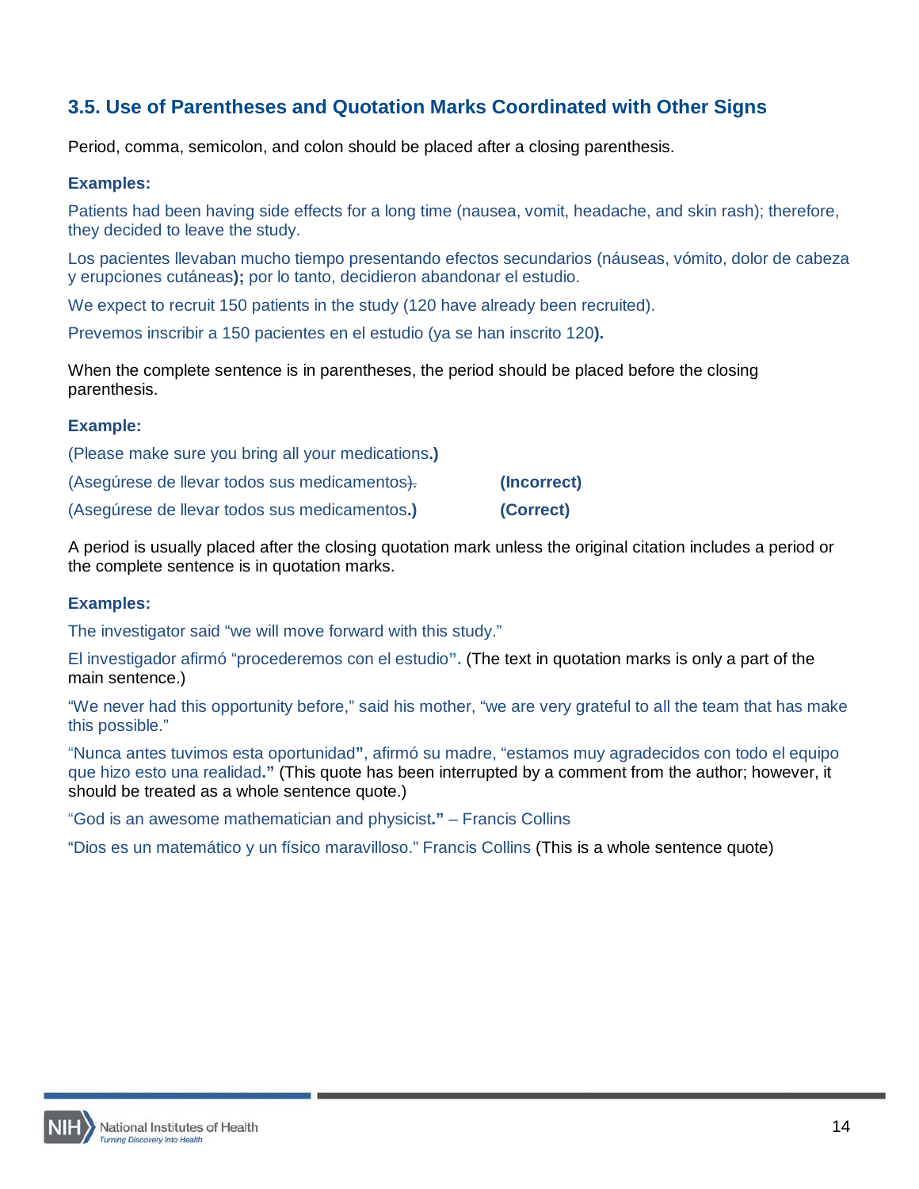### 3.5. Use of Parentheses and Quotation Marks Coordinated with Other Signs

Period, comma, semicolon, and colon should be placed after a closing parenthesis.

**Examples:**

Patients had been having side effects for a long time (nausea, vomit, headache, and skin rash); therefore, they decided to leave the study.

Los pacientes llevaban mucho tiempo presentando efectos secundarios (náuseas, vómito, dolor de cabeza y erupciones cutáneas**);** por lo tanto, decidieron abandonar el estudio.

We expect to recruit 150 patients in the study (120 have already been recruited).

Prevemos inscribir a 150 pacientes en el estudio (ya se han inscrito 120**).**

When the complete sentence is in parentheses, the period should be placed before the closing parenthesis.

**Example:**

(Please make sure you bring all your medications**.)**

(Asegúrese de llevar todos sus medicamentos)~~.~~ **(Incorrect)**

(Asegúrese de llevar todos sus medicamentos**.)** **(Correct)**

A period is usually placed after the closing quotation mark unless the original citation includes a period or the complete sentence is in quotation marks.

**Examples:**

The investigator said "we will move forward with this study."

El investigador afirmó "procederemos con el estudio"**.** (The text in quotation marks is only a part of the main sentence.)

"We never had this opportunity before," said his mother, "we are very grateful to all the team that has make this possible."

"Nunca antes tuvimos esta oportunidad**"**, afirmó su madre, "estamos muy agradecidos con todo el equipo que hizo esto una realidad**."** (This quote has been interrupted by a comment from the author; however, it should be treated as a whole sentence quote.)

"God is an awesome mathematician and physicist**."** – Francis Collins

"Dios es un matemático y un físico maravilloso." Francis Collins (This is a whole sentence quote)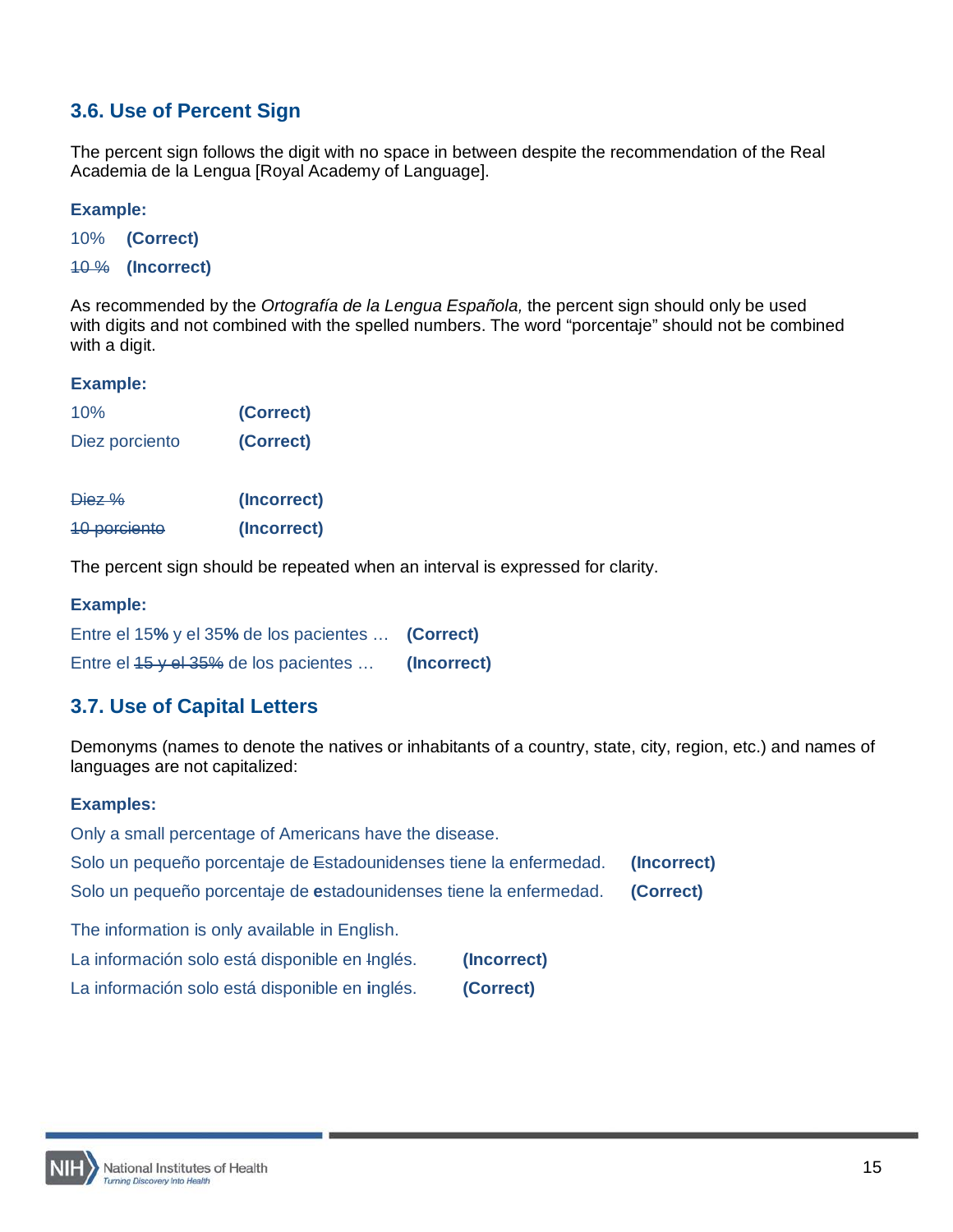## 3.6. Use of Percent Sign

The percent sign follows the digit with no space in between despite the recommendation of the Real Academia de la Lengua [Royal Academy of Language].

**Example:**

10% **(Correct)**

~~10 %~~ **(Incorrect)**

As recommended by the *Ortografía de la Lengua Española,* the percent sign should only be used with digits and not combined with the spelled numbers. The word "porcentaje" should not be combined with a digit.

**Example:**

10% **(Correct)**

Diez porciento **(Correct)**

~~Diez %~~ **(Incorrect)**

~~10 porciento~~ **(Incorrect)**

The percent sign should be repeated when an interval is expressed for clarity.

**Example:**

Entre el 15**%** y el 35**%** de los pacientes … **(Correct)**

Entre el ~~15 y el 35%~~ de los pacientes … **(Incorrect)**

## 3.7. Use of Capital Letters

Demonyms (names to denote the natives or inhabitants of a country, state, city, region, etc.) and names of languages are not capitalized:

**Examples:**

Only a small percentage of Americans have the disease.

Solo un pequeño porcentaje de ~~E~~stadounidenses tiene la enfermedad. **(Incorrect)**

Solo un pequeño porcentaje de **e**stadounidenses tiene la enfermedad. **(Correct)**

The information is only available in English.

La información solo está disponible en ~~I~~nglés. **(Incorrect)**

La información solo está disponible en **i**nglés. **(Correct)**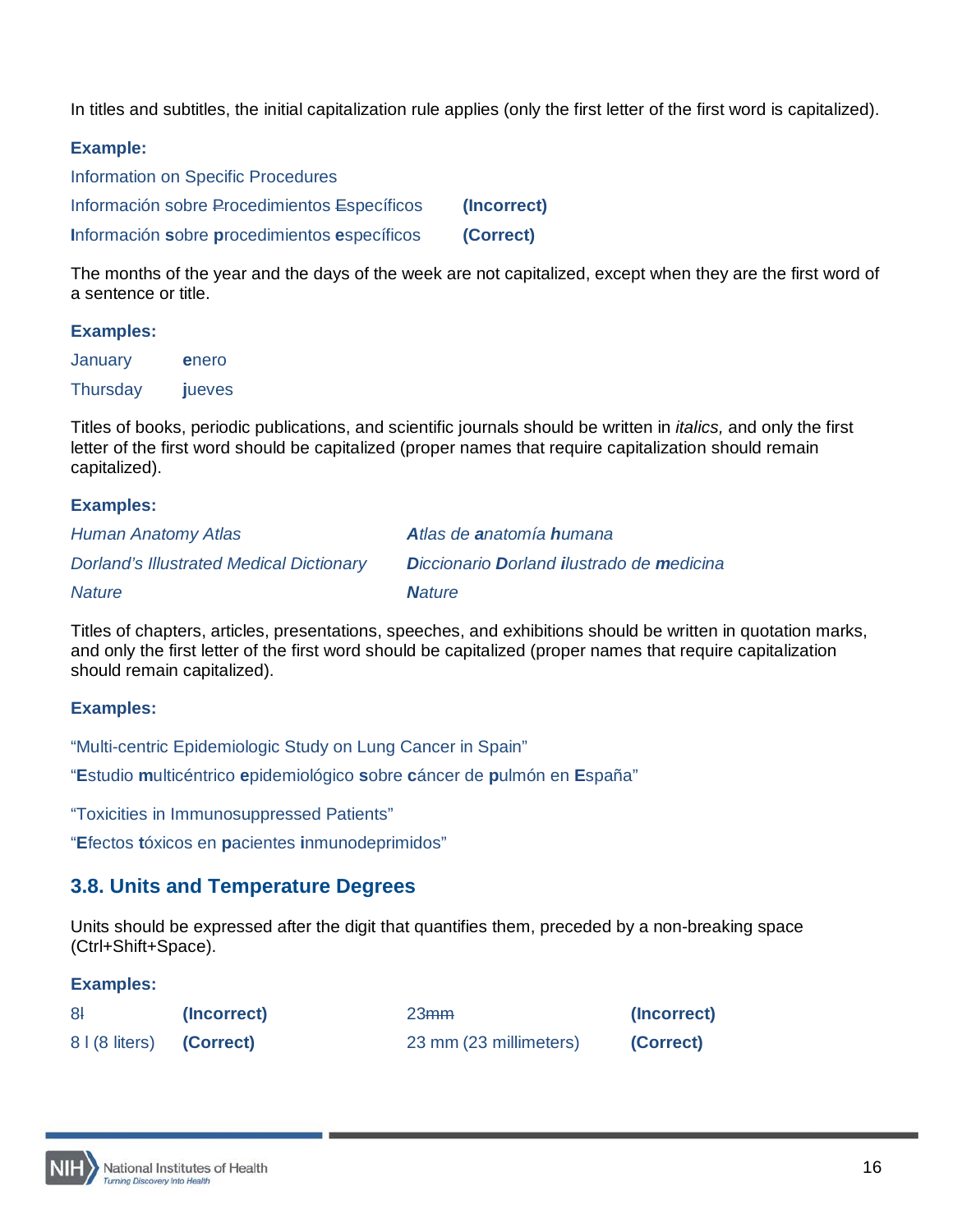In titles and subtitles, the initial capitalization rule applies (only the first letter of the first word is capitalized).

**Example:**

Information on Specific Procedures

Información sobre ~~P~~rocedimientos ~~E~~specíficos **(Incorrect)**

**I**nformación **s**obre **p**rocedimientos **e**specíficos **(Correct)**

The months of the year and the days of the week are not capitalized, except when they are the first word of a sentence or title.

**Examples:**

| | |
|---|---|
| January | **e**nero |
| Thursday | **j**ueves |

Titles of books, periodic publications, and scientific journals should be written in *italics,* and only the first letter of the first word should be capitalized (proper names that require capitalization should remain capitalized).

**Examples:**

| | |
|---|---|
| *Human Anatomy Atlas* | ***A**tlas de **a**natomía **h**umana* |
| *Dorland's Illustrated Medical Dictionary* | ***D**iccionario **D**orland **i**lustrado de **m**edicina* |
| *Nature* | ***N**ature* |

Titles of chapters, articles, presentations, speeches, and exhibitions should be written in quotation marks, and only the first letter of the first word should be capitalized (proper names that require capitalization should remain capitalized).

**Examples:**

"Multi-centric Epidemiologic Study on Lung Cancer in Spain"

"**E**studio **m**ulticéntrico **e**pidemiológico **s**obre **c**áncer de **p**ulmón en **E**spaña"

"Toxicities in Immunosuppressed Patients"

"**E**fectos **t**óxicos en **p**acientes **i**nmunodeprimidos"

## 3.8. Units and Temperature Degrees

Units should be expressed after the digit that quantifies them, preceded by a non-breaking space (Ctrl+Shift+Space).

**Examples:**

| | | | |
|---|---|---|---|
| 8~~l~~ | **(Incorrect)** | 23~~mm~~ | **(Incorrect)** |
| 8 l (8 liters) | **(Correct)** | 23 mm (23 millimeters) | **(Correct)** |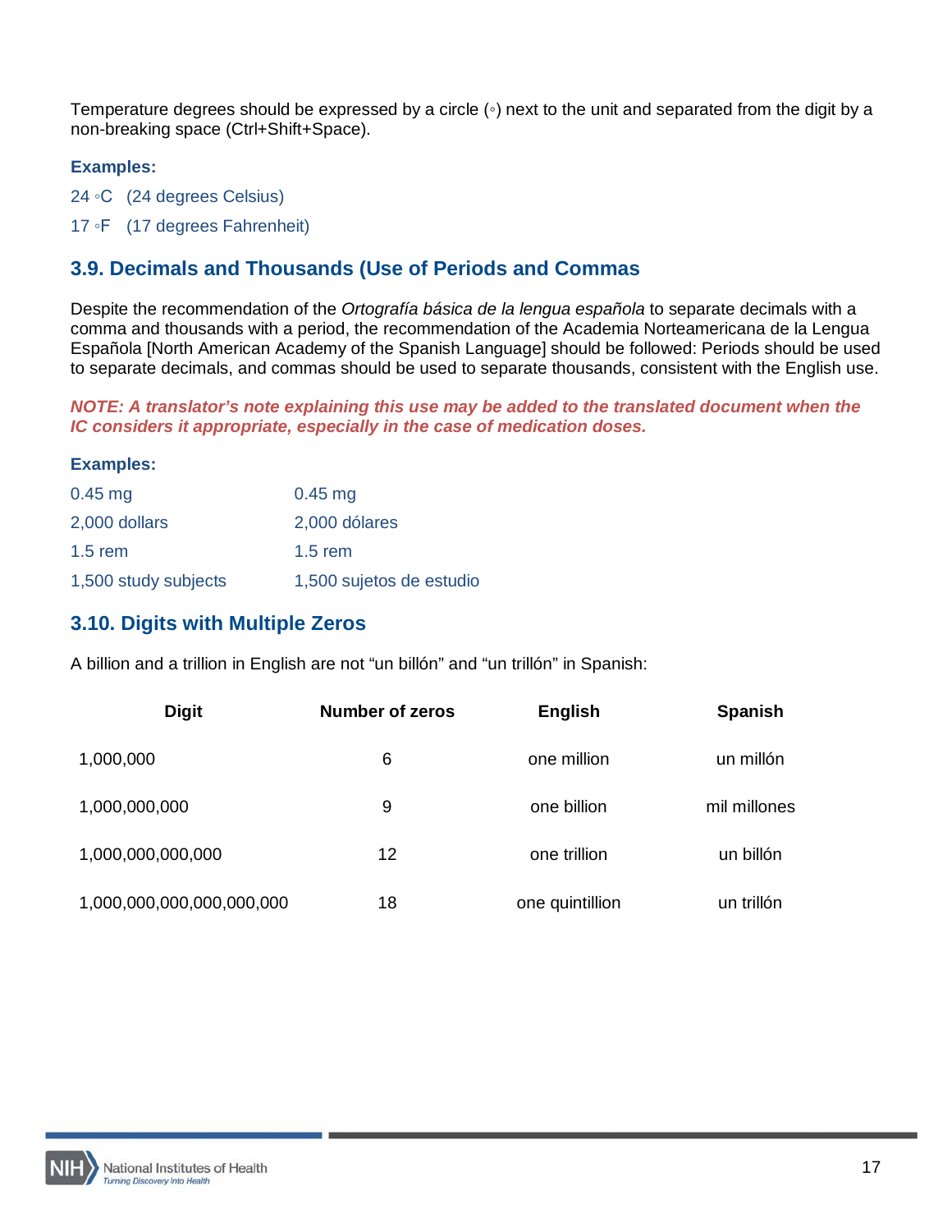Temperature degrees should be expressed by a circle (◦) next to the unit and separated from the digit by a non-breaking space (Ctrl+Shift+Space).

**Examples:**

24 ◦C (24 degrees Celsius)

17 ◦F (17 degrees Fahrenheit)

## 3.9. Decimals and Thousands (Use of Periods and Commas

Despite the recommendation of the *Ortografía básica de la lengua española* to separate decimals with a comma and thousands with a period, the recommendation of the Academia Norteamericana de la Lengua Española [North American Academy of the Spanish Language] should be followed: Periods should be used to separate decimals, and commas should be used to separate thousands, consistent with the English use.

***NOTE: A translator's note explaining this use may be added to the translated document when the IC considers it appropriate, especially in the case of medication doses.***

**Examples:**

| | |
|---|---|
| 0.45 mg | 0.45 mg |
| 2,000 dollars | 2,000 dólares |
| 1.5 rem | 1.5 rem |
| 1,500 study subjects | 1,500 sujetos de estudio |

## 3.10. Digits with Multiple Zeros

A billion and a trillion in English are not "un billón" and "un trillón" in Spanish:

| Digit | Number of zeros | English | Spanish |
|---|---|---|---|
| 1,000,000 | 6 | one million | un millón |
| 1,000,000,000 | 9 | one billion | mil millones |
| 1,000,000,000,000 | 12 | one trillion | un billón |
| 1,000,000,000,000,000,000 | 18 | one quintillion | un trillón |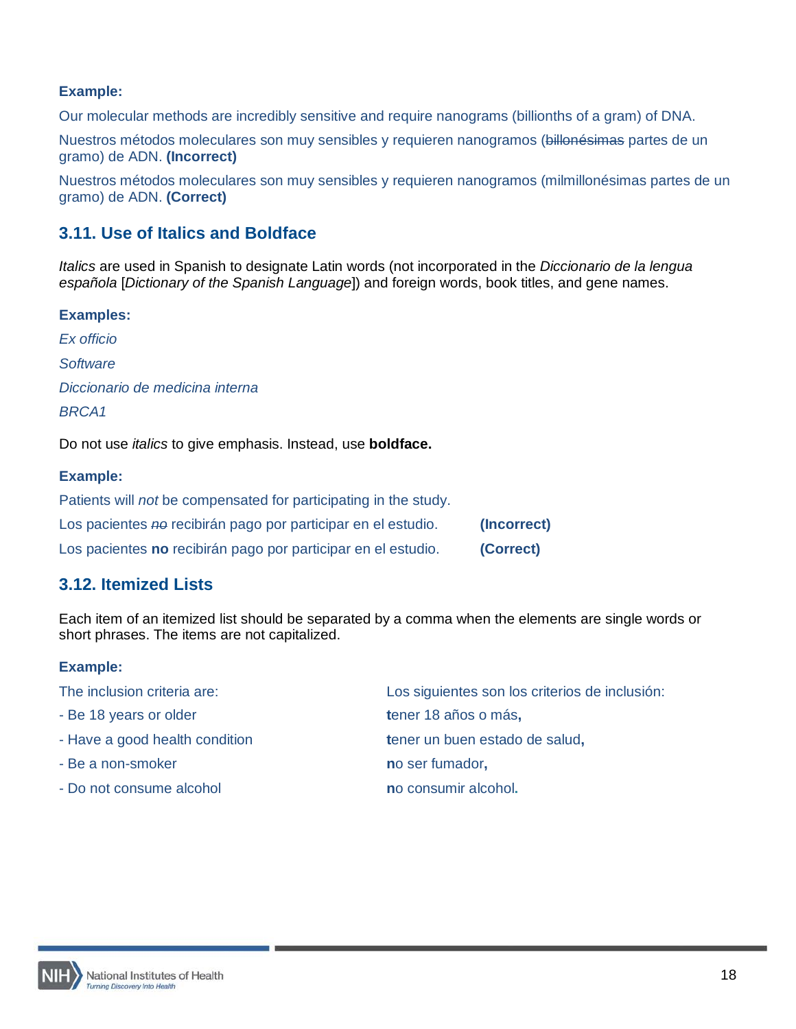**Example:**

Our molecular methods are incredibly sensitive and require nanograms (billionths of a gram) of DNA.

Nuestros métodos moleculares son muy sensibles y requieren nanogramos (~~billonésimas~~ partes de un gramo) de ADN. **(Incorrect)**

Nuestros métodos moleculares son muy sensibles y requieren nanogramos (milmillonésimas partes de un gramo) de ADN. **(Correct)**

## 3.11. Use of Italics and Boldface

*Italics* are used in Spanish to designate Latin words (not incorporated in the *Diccionario de la lengua española* [*Dictionary of the Spanish Language*]) and foreign words, book titles, and gene names.

**Examples:**

*Ex officio*

*Software*

*Diccionario de medicina interna*

*BRCA1*

Do not use *italics* to give emphasis. Instead, use **boldface.**

**Example:**

Patients will *not* be compensated for participating in the study.

Los pacientes ~~*no*~~ recibirán pago por participar en el estudio. **(Incorrect)**

Los pacientes **no** recibirán pago por participar en el estudio. **(Correct)**

## 3.12. Itemized Lists

Each item of an itemized list should be separated by a comma when the elements are single words or short phrases. The items are not capitalized.

**Example:**

The inclusion criteria are:

- Be 18 years or older
- Have a good health condition
- Be a non-smoker
- Do not consume alcohol

Los siguientes son los criterios de inclusión:

**t**ener 18 años o más**,**

**t**ener un buen estado de salud**,**

**n**o ser fumador**,**

**n**o consumir alcohol**.**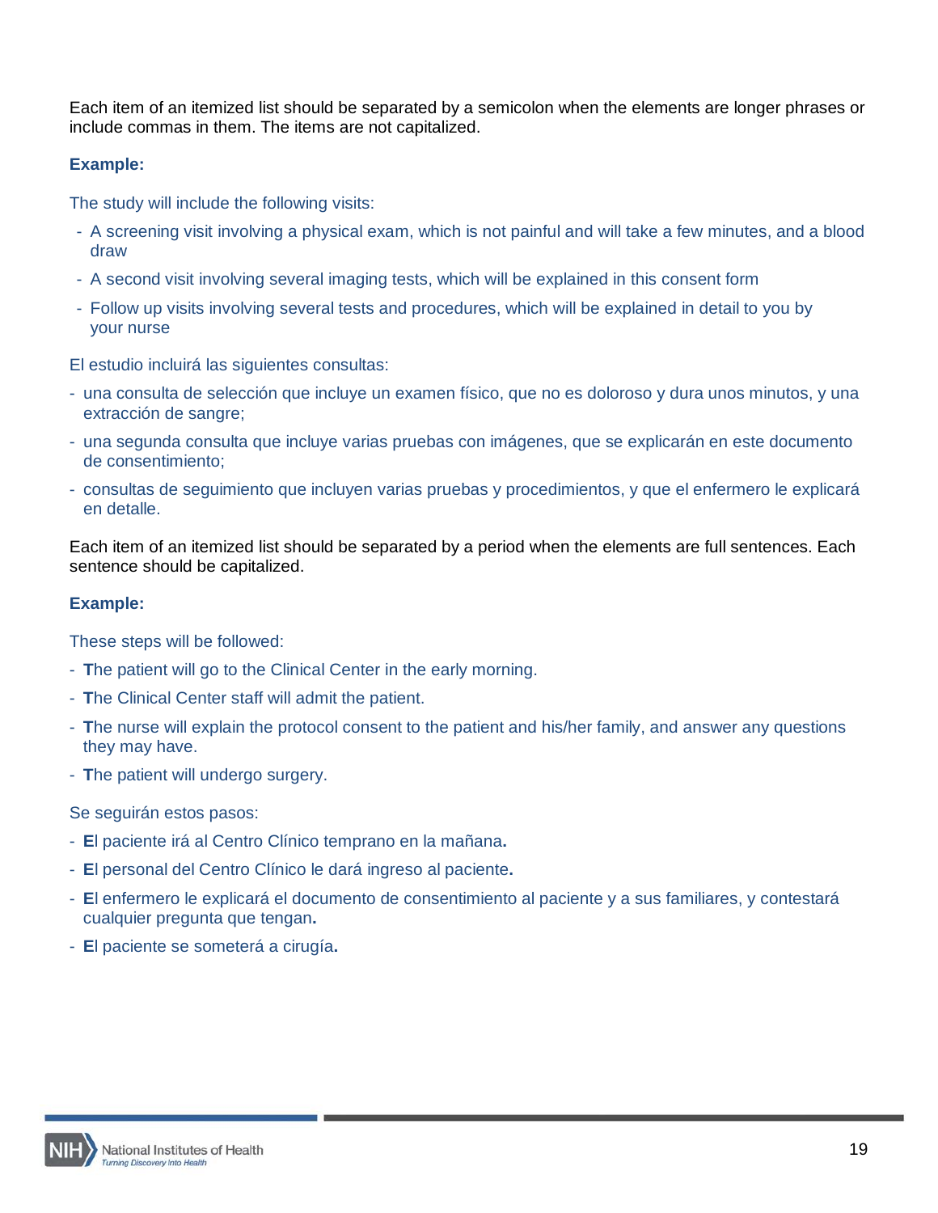Each item of an itemized list should be separated by a semicolon when the elements are longer phrases or include commas in them. The items are not capitalized.

**Example:**

The study will include the following visits:

- A screening visit involving a physical exam, which is not painful and will take a few minutes, and a blood draw
- A second visit involving several imaging tests, which will be explained in this consent form
- Follow up visits involving several tests and procedures, which will be explained in detail to you by your nurse

El estudio incluirá las siguientes consultas:

- una consulta de selección que incluye un examen físico, que no es doloroso y dura unos minutos, y una extracción de sangre;
- una segunda consulta que incluye varias pruebas con imágenes, que se explicarán en este documento de consentimiento;
- consultas de seguimiento que incluyen varias pruebas y procedimientos, y que el enfermero le explicará en detalle.

Each item of an itemized list should be separated by a period when the elements are full sentences. Each sentence should be capitalized.

**Example:**

These steps will be followed:

- **T**he patient will go to the Clinical Center in the early morning.
- **T**he Clinical Center staff will admit the patient.
- **T**he nurse will explain the protocol consent to the patient and his/her family, and answer any questions they may have.
- **T**he patient will undergo surgery.

Se seguirán estos pasos:

- **E**l paciente irá al Centro Clínico temprano en la mañana**.**
- **E**l personal del Centro Clínico le dará ingreso al paciente**.**
- **E**l enfermero le explicará el documento de consentimiento al paciente y a sus familiares, y contestará cualquier pregunta que tengan**.**
- **E**l paciente se someterá a cirugía**.**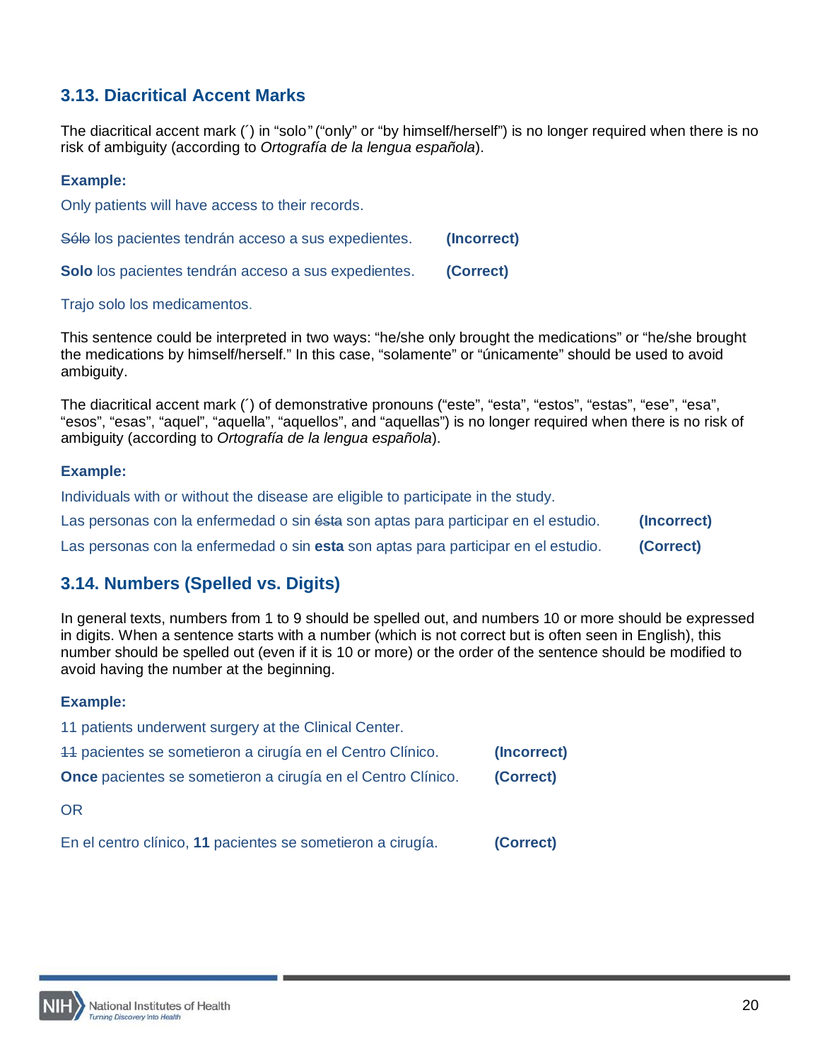## 3.13. Diacritical Accent Marks

The diacritical accent mark (´) in "solo" ("only" or "by himself/herself") is no longer required when there is no risk of ambiguity (according to *Ortografía de la lengua española*).

**Example:**

Only patients will have access to their records.

~~Sólo~~ los pacientes tendrán acceso a sus expedientes. **(Incorrect)**

**Solo** los pacientes tendrán acceso a sus expedientes. **(Correct)**

Trajo solo los medicamentos.

This sentence could be interpreted in two ways: "he/she only brought the medications" or "he/she brought the medications by himself/herself." In this case, "solamente" or "únicamente" should be used to avoid ambiguity.

The diacritical accent mark (´) of demonstrative pronouns ("este", "esta", "estos", "estas", "ese", "esa", "esos", "esas", "aquel", "aquella", "aquellos", and "aquellas") is no longer required when there is no risk of ambiguity (according to *Ortografía de la lengua española*).

**Example:**

Individuals with or without the disease are eligible to participate in the study.

Las personas con la enfermedad o sin ~~ésta~~ son aptas para participar en el estudio. **(Incorrect)**

Las personas con la enfermedad o sin **esta** son aptas para participar en el estudio. **(Correct)**

## 3.14. Numbers (Spelled vs. Digits)

In general texts, numbers from 1 to 9 should be spelled out, and numbers 10 or more should be expressed in digits. When a sentence starts with a number (which is not correct but is often seen in English), this number should be spelled out (even if it is 10 or more) or the order of the sentence should be modified to avoid having the number at the beginning.

**Example:**

11 patients underwent surgery at the Clinical Center.

~~11~~ pacientes se sometieron a cirugía en el Centro Clínico. **(Incorrect)**

**Once** pacientes se sometieron a cirugía en el Centro Clínico. **(Correct)**

OR

En el centro clínico, **11** pacientes se sometieron a cirugía. **(Correct)**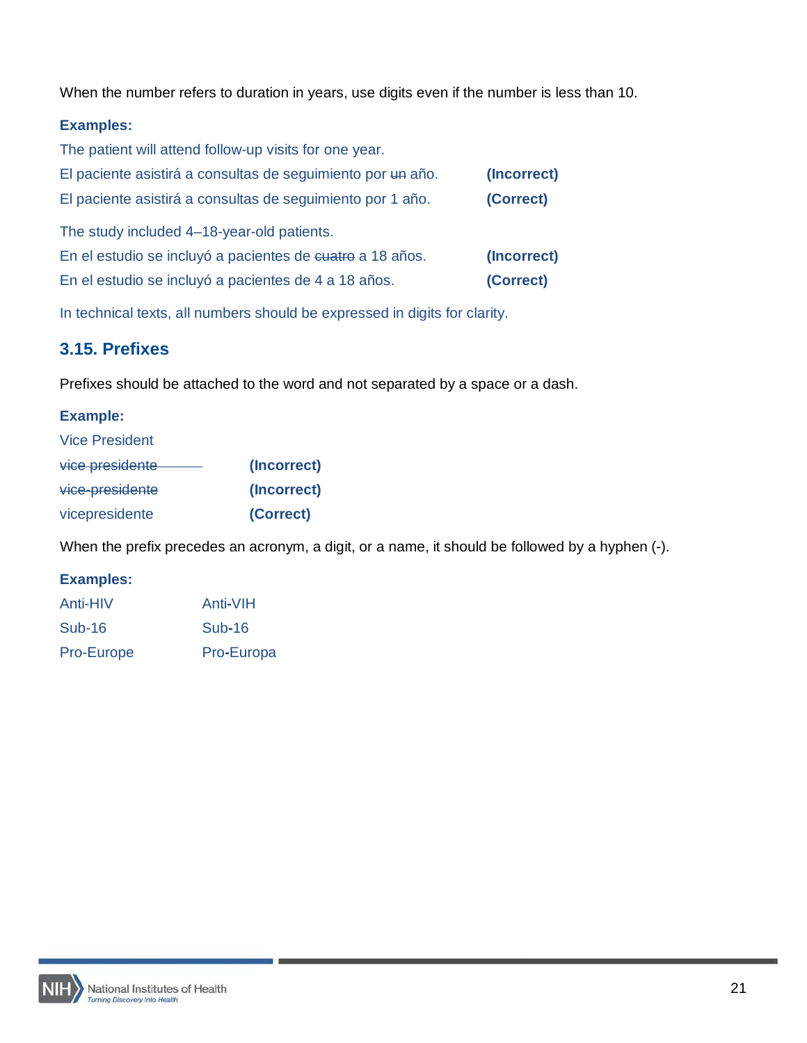When the number refers to duration in years, use digits even if the number is less than 10.

**Examples:**

The patient will attend follow-up visits for one year.

| | |
|---|---|
| El paciente asistirá a consultas de seguimiento por ~~un~~ año. | **(Incorrect)** |
| El paciente asistirá a consultas de seguimiento por 1 año. | **(Correct)** |

The study included 4–18-year-old patients.

| | |
|---|---|
| En el estudio se incluyó a pacientes de ~~cuatro~~ a 18 años. | **(Incorrect)** |
| En el estudio se incluyó a pacientes de 4 a 18 años. | **(Correct)** |

In technical texts, all numbers should be expressed in digits for clarity.

## 3.15. Prefixes

Prefixes should be attached to the word and not separated by a space or a dash.

**Example:**

Vice President

| | |
|---|---|
| ~~vice presidente~~ | **(Incorrect)** |
| ~~vice-presidente~~ | **(Incorrect)** |
| vicepresidente | **(Correct)** |

When the prefix precedes an acronym, a digit, or a name, it should be followed by a hyphen (-).

**Examples:**

| | |
|---|---|
| Anti-HIV | Anti-VIH |
| Sub-16 | Sub-16 |
| Pro-Europe | Pro-Europa |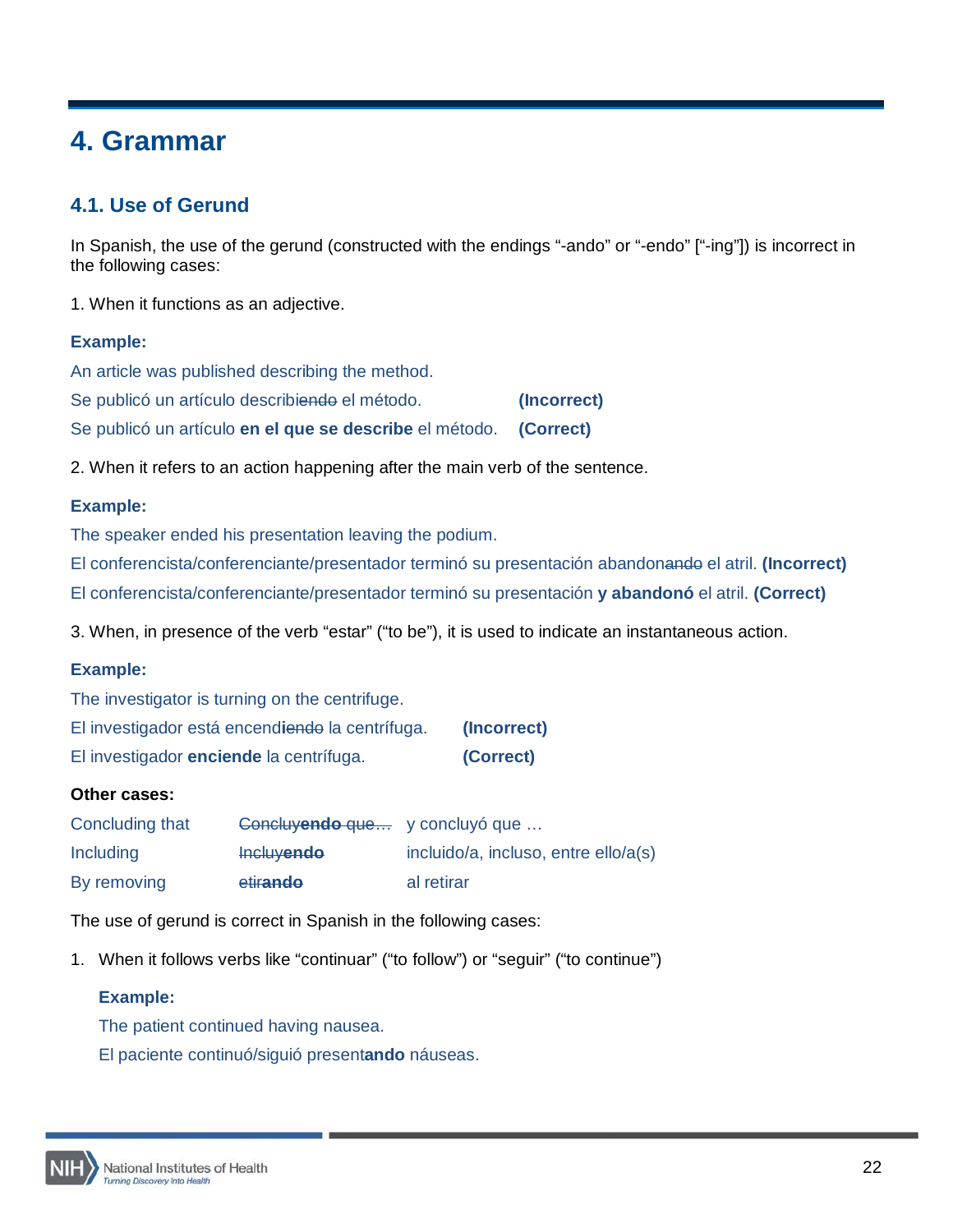# 4. Grammar

## 4.1. Use of Gerund

In Spanish, the use of the gerund (constructed with the endings "-ando" or "-endo" ["-ing"]) is incorrect in the following cases:

1. When it functions as an adjective.

**Example:**

An article was published describing the method.

Se publicó un artículo describi~~endo~~ el método. **(Incorrect)**

Se publicó un artículo **en el que se describe** el método. **(Correct)**

2. When it refers to an action happening after the main verb of the sentence.

**Example:**

The speaker ended his presentation leaving the podium.

El conferencista/conferenciante/presentador terminó su presentación abandon~~ando~~ el atril. **(Incorrect)**

El conferencista/conferenciante/presentador terminó su presentación **y abandonó** el atril. **(Correct)**

3. When, in presence of the verb "estar" ("to be"), it is used to indicate an instantaneous action.

**Example:**

The investigator is turning on the centrifuge.

El investigador está encend~~iendo~~ la centrífuga. **(Incorrect)**

El investigador **enciende** la centrífuga. **(Correct)**

**Other cases:**

| | | |
|---|---|---|
| Concluding that | ~~Concluy**endo** que…~~ | y concluyó que … |
| Including | ~~Incluy**endo**~~ | incluido/a, incluso, entre ello/a(s) |
| By removing | ~~etir**ando**~~ | al retirar |

The use of gerund is correct in Spanish in the following cases:

1. When it follows verbs like "continuar" ("to follow") or "seguir" ("to continue")

   **Example:**

   The patient continued having nausea.

   El paciente continuó/siguió present**ando** náuseas.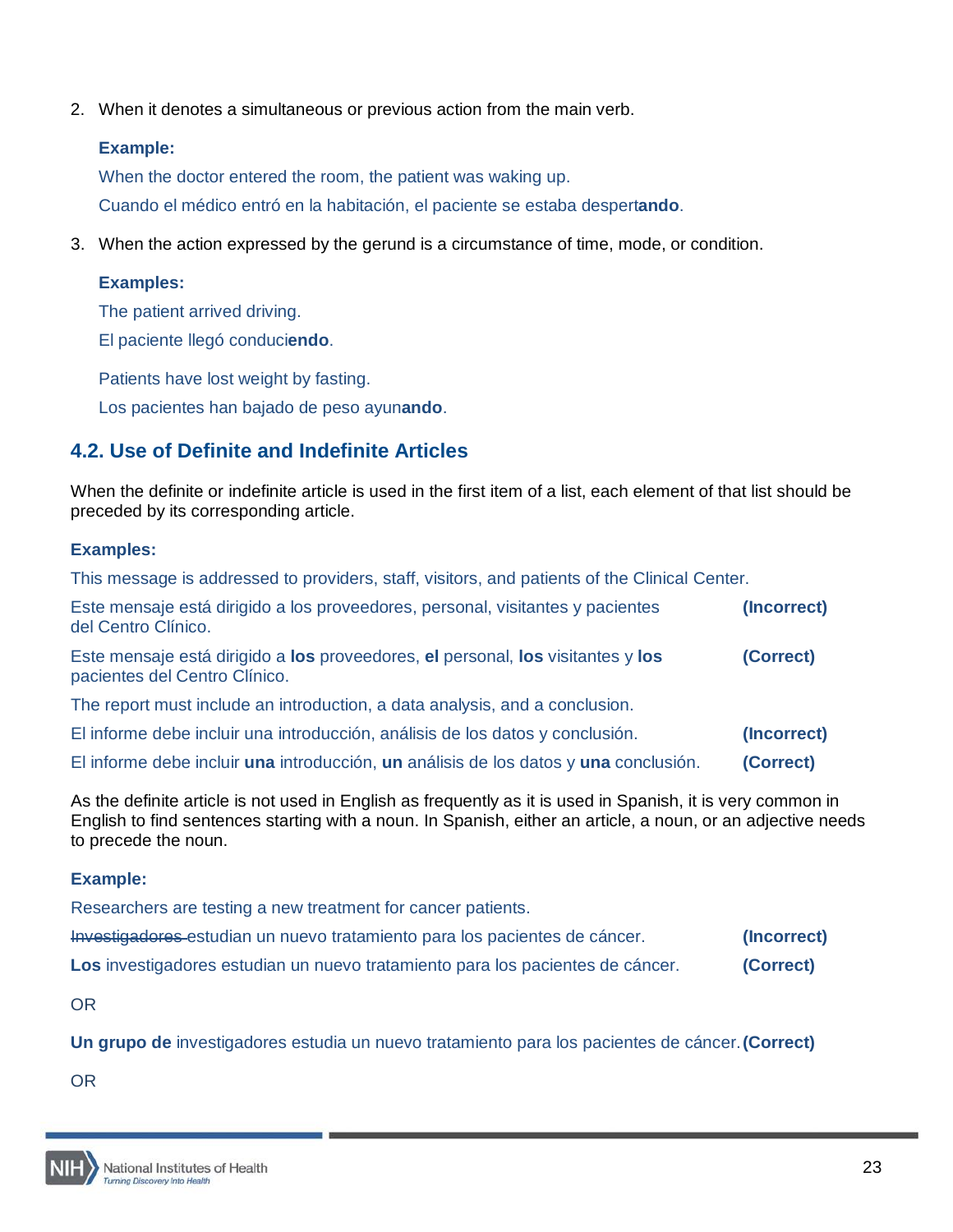2. When it denotes a simultaneous or previous action from the main verb.

   **Example:**

   When the doctor entered the room, the patient was waking up.

   Cuando el médico entró en la habitación, el paciente se estaba despert**ando**.

3. When the action expressed by the gerund is a circumstance of time, mode, or condition.

   **Examples:**

   The patient arrived driving.

   El paciente llegó conduci**endo**.

   Patients have lost weight by fasting.

   Los pacientes han bajado de peso ayun**ando**.

## 4.2. Use of Definite and Indefinite Articles

When the definite or indefinite article is used in the first item of a list, each element of that list should be preceded by its corresponding article.

**Examples:**

This message is addressed to providers, staff, visitors, and patients of the Clinical Center.

Este mensaje está dirigido a los proveedores, personal, visitantes y pacientes del Centro Clínico. **(Incorrect)**

Este mensaje está dirigido a **los** proveedores, **el** personal, **los** visitantes y **los** pacientes del Centro Clínico. **(Correct)**

The report must include an introduction, a data analysis, and a conclusion.

El informe debe incluir una introducción, análisis de los datos y conclusión. **(Incorrect)**

El informe debe incluir **una** introducción, **un** análisis de los datos y **una** conclusión. **(Correct)**

As the definite article is not used in English as frequently as it is used in Spanish, it is very common in English to find sentences starting with a noun. In Spanish, either an article, a noun, or an adjective needs to precede the noun.

**Example:**

Researchers are testing a new treatment for cancer patients.

~~Investigadores~~ estudian un nuevo tratamiento para los pacientes de cáncer. **(Incorrect)**

**Los** investigadores estudian un nuevo tratamiento para los pacientes de cáncer. **(Correct)**

OR

**Un grupo de** investigadores estudia un nuevo tratamiento para los pacientes de cáncer. **(Correct)**

OR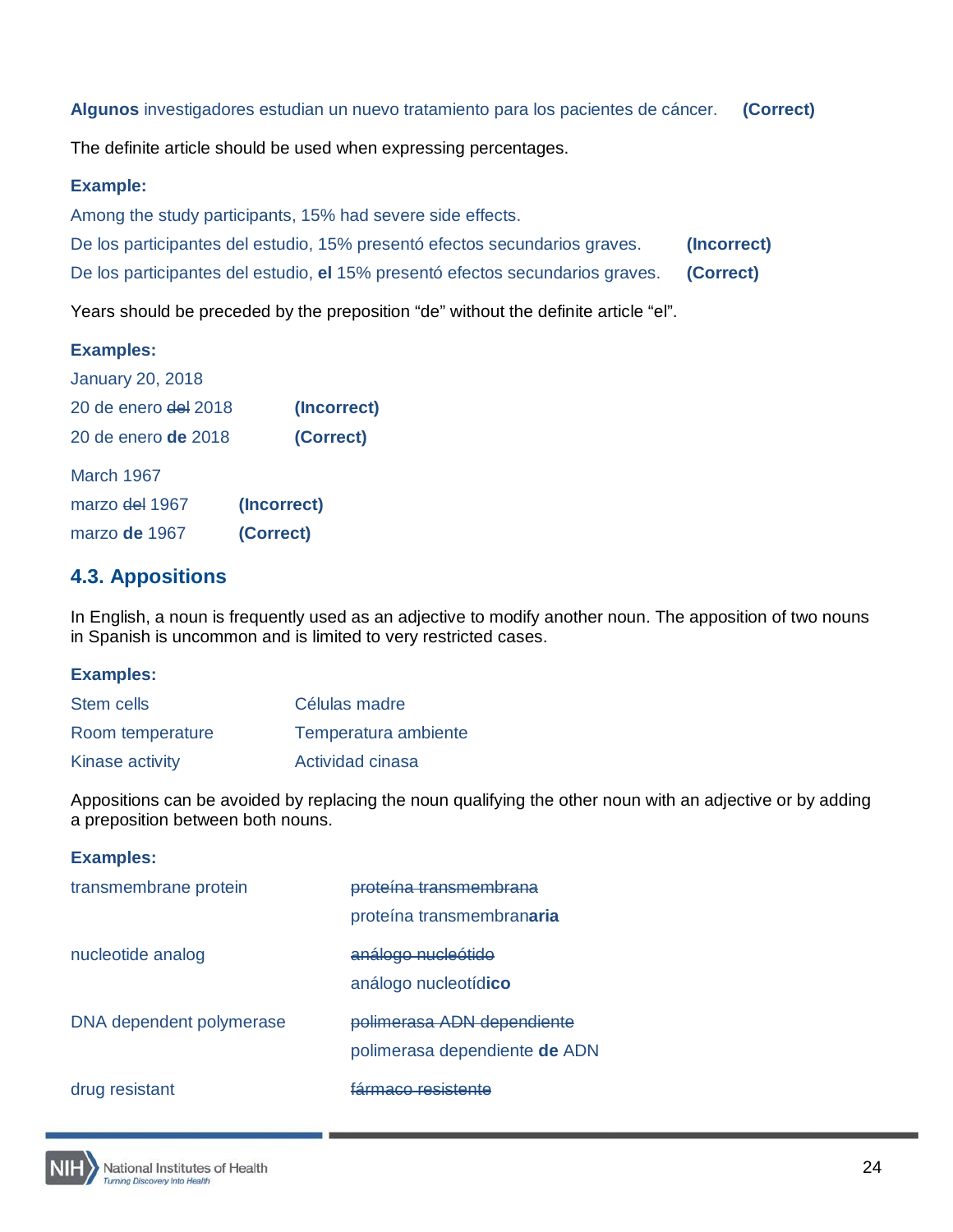**Algunos** investigadores estudian un nuevo tratamiento para los pacientes de cáncer. **(Correct)**

The definite article should be used when expressing percentages.

**Example:**

Among the study participants, 15% had severe side effects.

De los participantes del estudio, 15% presentó efectos secundarios graves. **(Incorrect)**

De los participantes del estudio, **el** 15% presentó efectos secundarios graves. **(Correct)**

Years should be preceded by the preposition "de" without the definite article "el".

**Examples:**

January 20, 2018

20 de enero ~~del~~ 2018 **(Incorrect)**

20 de enero **de** 2018 **(Correct)**

March 1967

marzo ~~del~~ 1967 **(Incorrect)**

marzo **de** 1967 **(Correct)**

## 4.3. Appositions

In English, a noun is frequently used as an adjective to modify another noun. The apposition of two nouns in Spanish is uncommon and is limited to very restricted cases.

**Examples:**

| | |
|---|---|
| Stem cells | Células madre |
| Room temperature | Temperatura ambiente |
| Kinase activity | Actividad cinasa |

Appositions can be avoided by replacing the noun qualifying the other noun with an adjective or by adding a preposition between both nouns.

**Examples:**

| | |
|---|---|
| transmembrane protein | ~~proteína transmembrana~~ |
| | proteína transmembran**aria** |
| nucleotide analog | ~~análogo nucleótido~~ |
| | análogo nucleotíd**ico** |
| DNA dependent polymerase | ~~polimerasa ADN dependiente~~ |
| | polimerasa dependiente **de** ADN |
| drug resistant | ~~fármaco resistente~~ |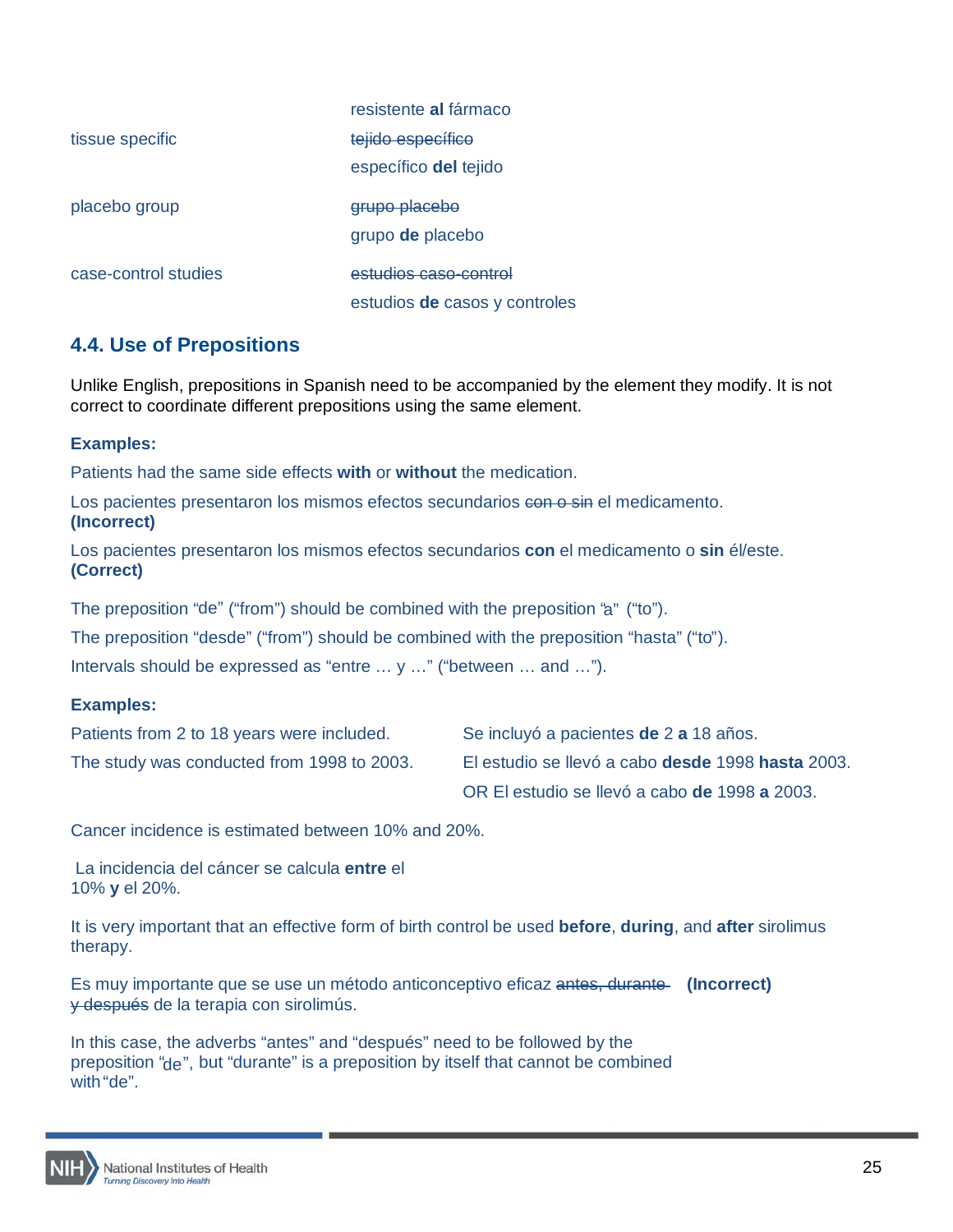| | |
|---|---|
| | resistente **al** fármaco |
| tissue specific | ~~tejido específico~~ |
| | específico **del** tejido |
| placebo group | ~~grupo placebo~~ |
| | grupo **de** placebo |
| case-control studies | ~~estudios caso-control~~ |
| | estudios **de** casos y controles |

### 4.4. Use of Prepositions

Unlike English, prepositions in Spanish need to be accompanied by the element they modify. It is not correct to coordinate different prepositions using the same element.

**Examples:**

Patients had the same side effects **with** or **without** the medication.

Los pacientes presentaron los mismos efectos secundarios ~~con o sin~~ el medicamento. **(Incorrect)**

Los pacientes presentaron los mismos efectos secundarios **con** el medicamento o **sin** él/este. **(Correct)**

The preposition "de" ("from") should be combined with the preposition "a" ("to").

The preposition "desde" ("from") should be combined with the preposition "hasta" ("to").

Intervals should be expressed as "entre … y …" ("between … and …").

**Examples:**

| | |
|---|---|
| Patients from 2 to 18 years were included. | Se incluyó a pacientes **de** 2 **a** 18 años. |
| The study was conducted from 1998 to 2003. | El estudio se llevó a cabo **desde** 1998 **hasta** 2003. |
| | OR El estudio se llevó a cabo **de** 1998 **a** 2003. |

Cancer incidence is estimated between 10% and 20%.

La incidencia del cáncer se calcula **entre** el 10% **y** el 20%.

It is very important that an effective form of birth control be used **before**, **during**, and **after** sirolimus therapy.

Es muy importante que se use un método anticonceptivo eficaz ~~antes, durante y después~~ de la terapia con sirolimús. **(Incorrect)**

In this case, the adverbs "antes" and "después" need to be followed by the preposition "de", but "durante" is a preposition by itself that cannot be combined with "de".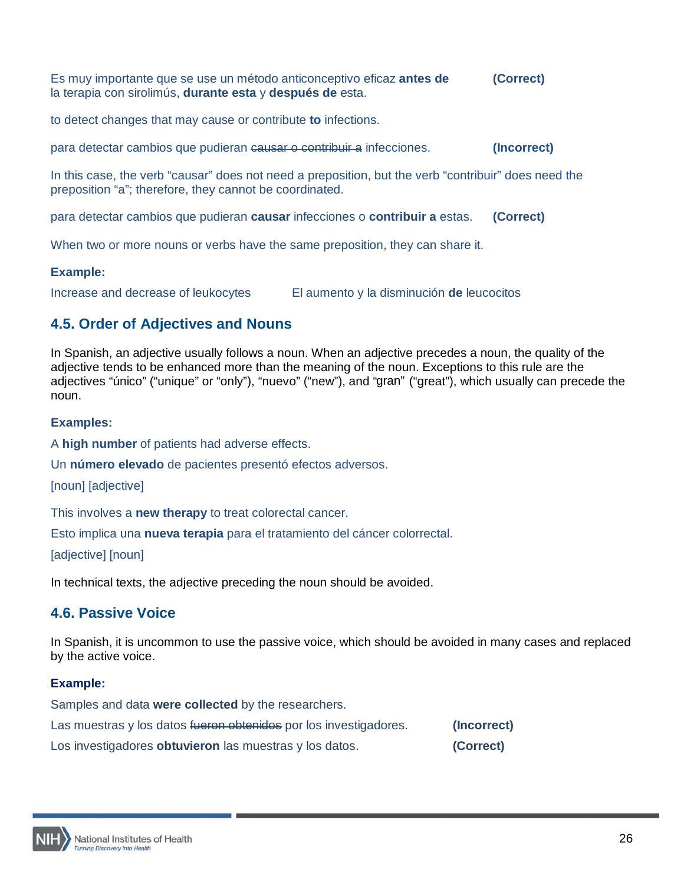Es muy importante que se use un método anticonceptivo eficaz **antes de** la terapia con sirolimús, **durante esta** y **después de** esta. **(Correct)**

to detect changes that may cause or contribute **to** infections.

para detectar cambios que pudieran ~~causar o contribuir a~~ infecciones. **(Incorrect)**

In this case, the verb "causar" does not need a preposition, but the verb "contribuir" does need the preposition "a"; therefore, they cannot be coordinated.

para detectar cambios que pudieran **causar** infecciones o **contribuir a** estas. **(Correct)**

When two or more nouns or verbs have the same preposition, they can share it.

**Example:**

Increase and decrease of leukocytes — El aumento y la disminución **de** leucocitos

## 4.5. Order of Adjectives and Nouns

In Spanish, an adjective usually follows a noun. When an adjective precedes a noun, the quality of the adjective tends to be enhanced more than the meaning of the noun. Exceptions to this rule are the adjectives "único" ("unique" or "only"), "nuevo" ("new"), and "gran" ("great"), which usually can precede the noun.

**Examples:**

A **high number** of patients had adverse effects.

Un **número elevado** de pacientes presentó efectos adversos.

[noun] [adjective]

This involves a **new therapy** to treat colorectal cancer.

Esto implica una **nueva terapia** para el tratamiento del cáncer colorrectal.

[adjective] [noun]

In technical texts, the adjective preceding the noun should be avoided.

## 4.6. Passive Voice

In Spanish, it is uncommon to use the passive voice, which should be avoided in many cases and replaced by the active voice.

**Example:**

Samples and data **were collected** by the researchers.

Las muestras y los datos ~~fueron obtenidos~~ por los investigadores. **(Incorrect)**

Los investigadores **obtuvieron** las muestras y los datos. **(Correct)**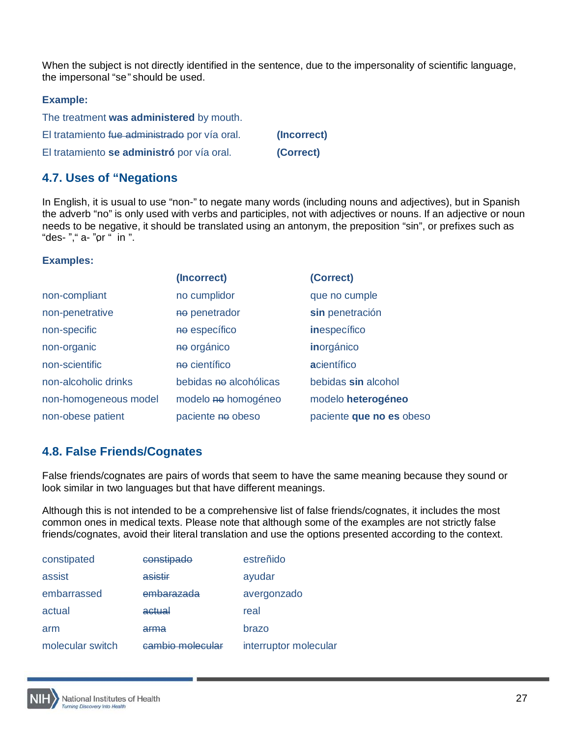When the subject is not directly identified in the sentence, due to the impersonality of scientific language, the impersonal "se" should be used.

**Example:**

The treatment **was administered** by mouth.

El tratamiento ~~fue administrado~~ por vía oral. **(Incorrect)**

El tratamiento **se administró** por vía oral. **(Correct)**

### 4.7. Uses of "Negations

In English, it is usual to use "non-" to negate many words (including nouns and adjectives), but in Spanish the adverb "no" is only used with verbs and participles, not with adjectives or nouns. If an adjective or noun needs to be negative, it should be translated using an antonym, the preposition "sin", or prefixes such as "des- "," a- "or " in ".

**Examples:**

| | **(Incorrect)** | **(Correct)** |
|---|---|---|
| non-compliant | no cumplidor | que no cumple |
| non-penetrative | ~~no~~ penetrador | **sin** penetración |
| non-specific | ~~no~~ específico | **in**específico |
| non-organic | ~~no~~ orgánico | **in**orgánico |
| non-scientific | ~~no~~ científico | **a**científico |
| non-alcoholic drinks | bebidas ~~no~~ alcohólicas | bebidas **sin** alcohol |
| non-homogeneous model | modelo ~~no~~ homogéneo | modelo **heterogéneo** |
| non-obese patient | paciente ~~no~~ obeso | paciente **que no es** obeso |

### 4.8. False Friends/Cognates

False friends/cognates are pairs of words that seem to have the same meaning because they sound or look similar in two languages but that have different meanings.

Although this is not intended to be a comprehensive list of false friends/cognates, it includes the most common ones in medical texts. Please note that although some of the examples are not strictly false friends/cognates, avoid their literal translation and use the options presented according to the context.

| | | |
|---|---|---|
| constipated | ~~constipado~~ | estreñido |
| assist | ~~asistir~~ | ayudar |
| embarrassed | ~~embarazada~~ | avergonzado |
| actual | ~~actual~~ | real |
| arm | ~~arma~~ | brazo |
| molecular switch | ~~cambio molecular~~ | interruptor molecular |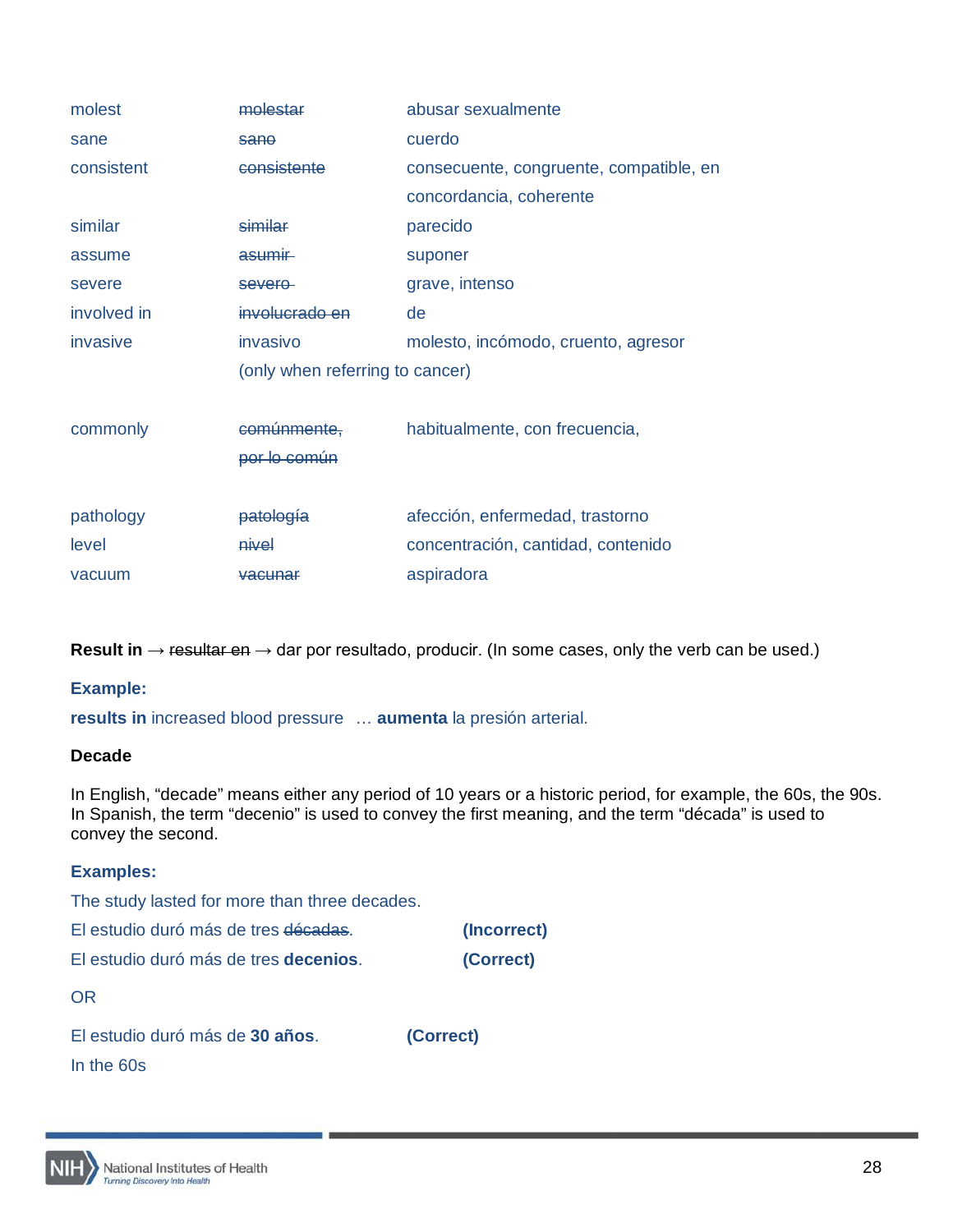| | | |
|---|---|---|
| molest | ~~molestar~~ | abusar sexualmente |
| sane | ~~sano~~ | cuerdo |
| consistent | ~~consistente~~ | consecuente, congruente, compatible, en concordancia, coherente |
| similar | ~~similar~~ | parecido |
| assume | ~~asumir~~ | suponer |
| severe | ~~severo~~ | grave, intenso |
| involved in | ~~involucrado en~~ | de |
| invasive | invasivo (only when referring to cancer) | molesto, incómodo, cruento, agresor |
| commonly | ~~comúnmente, por lo común~~ | habitualmente, con frecuencia, |
| pathology | ~~patología~~ | afección, enfermedad, trastorno |
| level | ~~nivel~~ | concentración, cantidad, contenido |
| vacuum | ~~vacunar~~ | aspiradora |

**Result in** → ~~resultar en~~ → dar por resultado, producir. (In some cases, only the verb can be used.)

**Example:**

**results in** increased blood pressure … **aumenta** la presión arterial.

**Decade**

In English, "decade" means either any period of 10 years or a historic period, for example, the 60s, the 90s. In Spanish, the term "decenio" is used to convey the first meaning, and the term "década" is used to convey the second.

**Examples:**

The study lasted for more than three decades.

El estudio duró más de tres ~~décadas~~. **(Incorrect)**

El estudio duró más de tres **decenios**. **(Correct)**

OR

El estudio duró más de **30 años**. **(Correct)**

In the 60s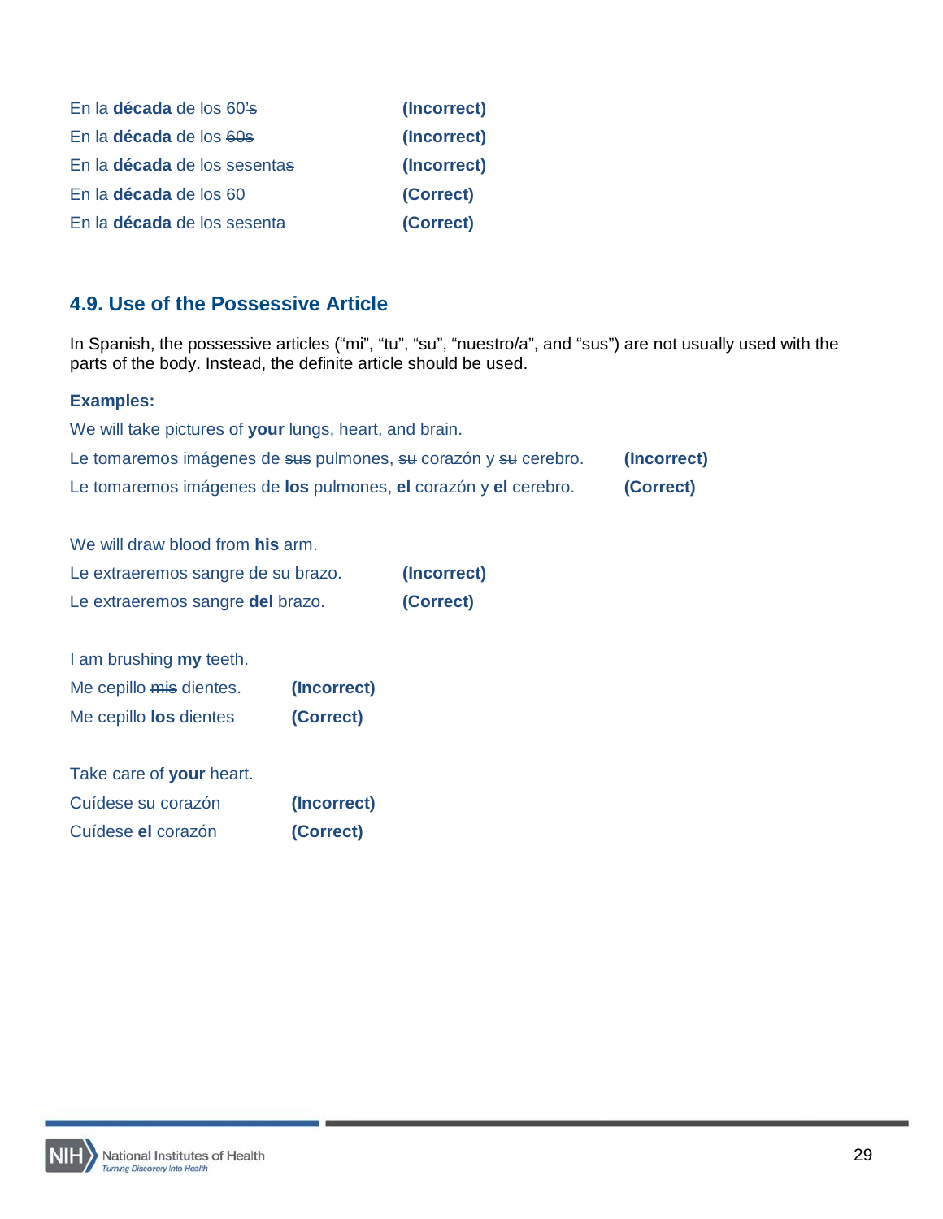En la **década** de los 60~~'s~~ **(Incorrect)**

En la **década** de los ~~60s~~ **(Incorrect)**

En la **década** de los sesenta~~s~~ **(Incorrect)**

En la **década** de los 60 **(Correct)**

En la **década** de los sesenta **(Correct)**

### 4.9. Use of the Possessive Article

In Spanish, the possessive articles ("mi", "tu", "su", "nuestro/a", and "sus") are not usually used with the parts of the body. Instead, the definite article should be used.

**Examples:**

We will take pictures of **your** lungs, heart, and brain.

Le tomaremos imágenes de ~~sus~~ pulmones, ~~su~~ corazón y ~~su~~ cerebro. **(Incorrect)**

Le tomaremos imágenes de **los** pulmones, **el** corazón y **el** cerebro. **(Correct)**

We will draw blood from **his** arm.

Le extraeremos sangre de ~~su~~ brazo. **(Incorrect)**

Le extraeremos sangre **del** brazo. **(Correct)**

I am brushing **my** teeth.

Me cepillo ~~mis~~ dientes. **(Incorrect)**

Me cepillo **los** dientes **(Correct)**

Take care of **your** heart.

Cuídese ~~su~~ corazón **(Incorrect)**

Cuídese **el** corazón **(Correct)**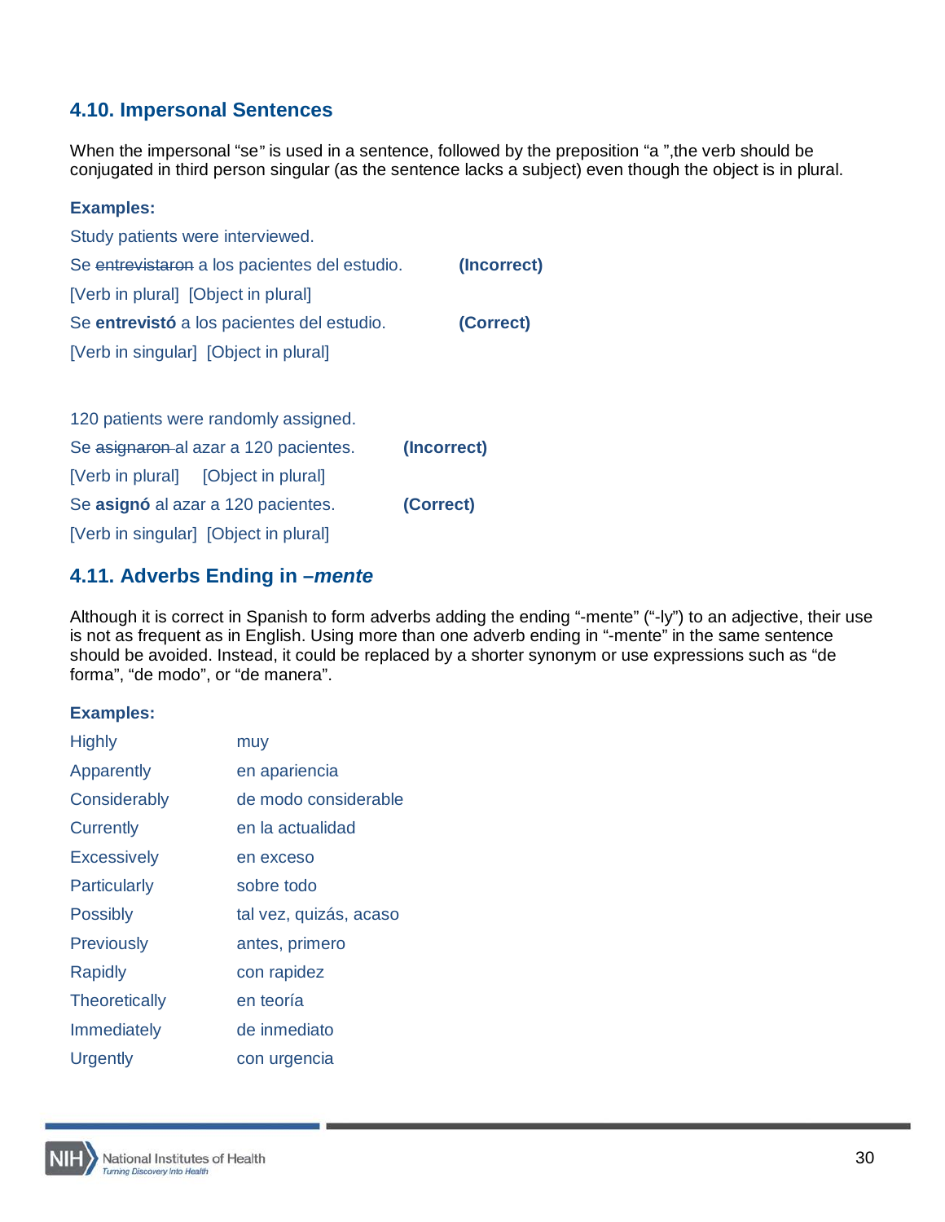### 4.10. Impersonal Sentences

When the impersonal “se” is used in a sentence, followed by the preposition “a ”,the verb should be conjugated in third person singular (as the sentence lacks a subject) even though the object is in plural.

**Examples:**

Study patients were interviewed.

Se ~~entrevistaron~~ a los pacientes del estudio. **(Incorrect)**

[Verb in plural] [Object in plural]

Se **entrevistó** a los pacientes del estudio. **(Correct)**

[Verb in singular] [Object in plural]

120 patients were randomly assigned.

Se ~~asignaron~~ al azar a 120 pacientes. **(Incorrect)**

[Verb in plural] [Object in plural]

Se **asignó** al azar a 120 pacientes. **(Correct)**

[Verb in singular] [Object in plural]

### 4.11. Adverbs Ending in *–mente*

Although it is correct in Spanish to form adverbs adding the ending “-mente” (“-ly”) to an adjective, their use is not as frequent as in English. Using more than one adverb ending in “-mente” in the same sentence should be avoided. Instead, it could be replaced by a shorter synonym or use expressions such as “de forma”, “de modo”, or “de manera”.

**Examples:**

| | |
|---|---|
| Highly | muy |
| Apparently | en apariencia |
| Considerably | de modo considerable |
| Currently | en la actualidad |
| Excessively | en exceso |
| Particularly | sobre todo |
| Possibly | tal vez, quizás, acaso |
| Previously | antes, primero |
| Rapidly | con rapidez |
| Theoretically | en teoría |
| Immediately | de inmediato |
| Urgently | con urgencia |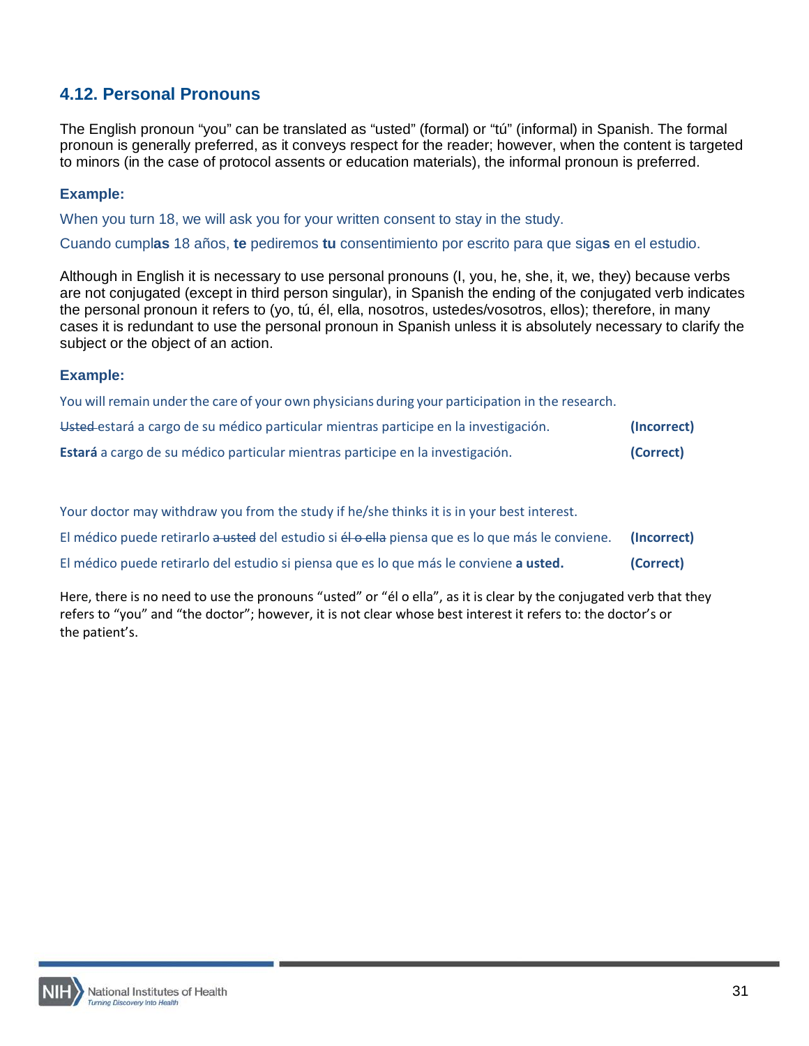### 4.12. Personal Pronouns

The English pronoun "you" can be translated as "usted" (formal) or "tú" (informal) in Spanish. The formal pronoun is generally preferred, as it conveys respect for the reader; however, when the content is targeted to minors (in the case of protocol assents or education materials), the informal pronoun is preferred.

**Example:**

When you turn 18, we will ask you for your written consent to stay in the study.

Cuando cumpl**as** 18 años, **te** pediremos **tu** consentimiento por escrito para que siga**s** en el estudio.

Although in English it is necessary to use personal pronouns (I, you, he, she, it, we, they) because verbs are not conjugated (except in third person singular), in Spanish the ending of the conjugated verb indicates the personal pronoun it refers to (yo, tú, él, ella, nosotros, ustedes/vosotros, ellos); therefore, in many cases it is redundant to use the personal pronoun in Spanish unless it is absolutely necessary to clarify the subject or the object of an action.

**Example:**

You will remain under the care of your own physicians during your participation in the research.

~~Usted~~ estará a cargo de su médico particular mientras participe en la investigación. **(Incorrect)**

**Estará** a cargo de su médico particular mientras participe en la investigación. **(Correct)**

Your doctor may withdraw you from the study if he/she thinks it is in your best interest.

El médico puede retirarlo ~~a usted~~ del estudio si ~~él o ella~~ piensa que es lo que más le conviene. **(Incorrect)**

El médico puede retirarlo del estudio si piensa que es lo que más le conviene **a usted.** **(Correct)**

Here, there is no need to use the pronouns "usted" or "él o ella", as it is clear by the conjugated verb that they refers to "you" and "the doctor"; however, it is not clear whose best interest it refers to: the doctor's or the patient's.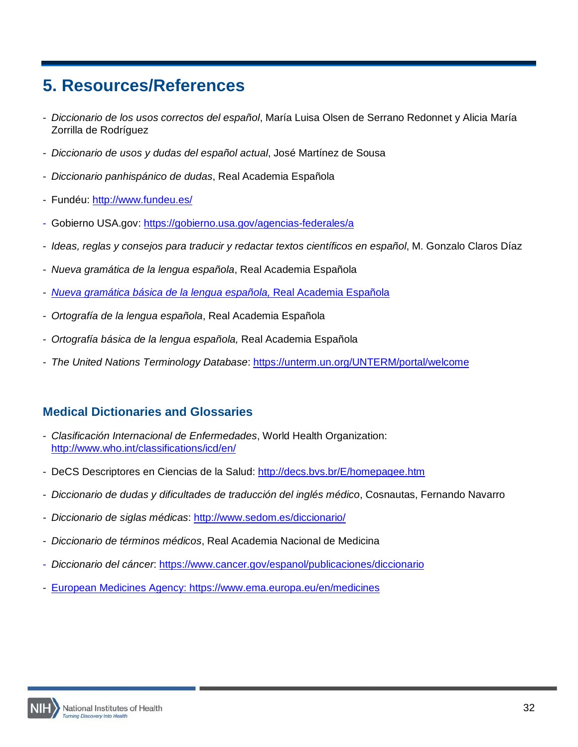# 5. Resources/References

- *Diccionario de los usos correctos del español*, María Luisa Olsen de Serrano Redonnet y Alicia María Zorrilla de Rodríguez
- *Diccionario de usos y dudas del español actual*, José Martínez de Sousa
- *Diccionario panhispánico de dudas*, Real Academia Española
- Fundéu: http://www.fundeu.es/
- Gobierno USA.gov: https://gobierno.usa.gov/agencias-federales/a
- *Ideas, reglas y consejos para traducir y redactar textos científicos en español*, M. Gonzalo Claros Díaz
- *Nueva gramática de la lengua española*, Real Academia Española
- *Nueva gramática básica de la lengua española,* Real Academia Española
- *Ortografía de la lengua española*, Real Academia Española
- *Ortografía básica de la lengua española,* Real Academia Española
- *The United Nations Terminology Database*: https://unterm.un.org/UNTERM/portal/welcome

## Medical Dictionaries and Glossaries

- *Clasificación Internacional de Enfermedades*, World Health Organization: http://www.who.int/classifications/icd/en/
- DeCS Descriptores en Ciencias de la Salud: http://decs.bvs.br/E/homepagee.htm
- *Diccionario de dudas y dificultades de traducción del inglés médico*, Cosnautas, Fernando Navarro
- *Diccionario de siglas médicas*: http://www.sedom.es/diccionario/
- *Diccionario de términos médicos*, Real Academia Nacional de Medicina
- *Diccionario del cáncer*: https://www.cancer.gov/espanol/publicaciones/diccionario
- European Medicines Agency: https://www.ema.europa.eu/en/medicines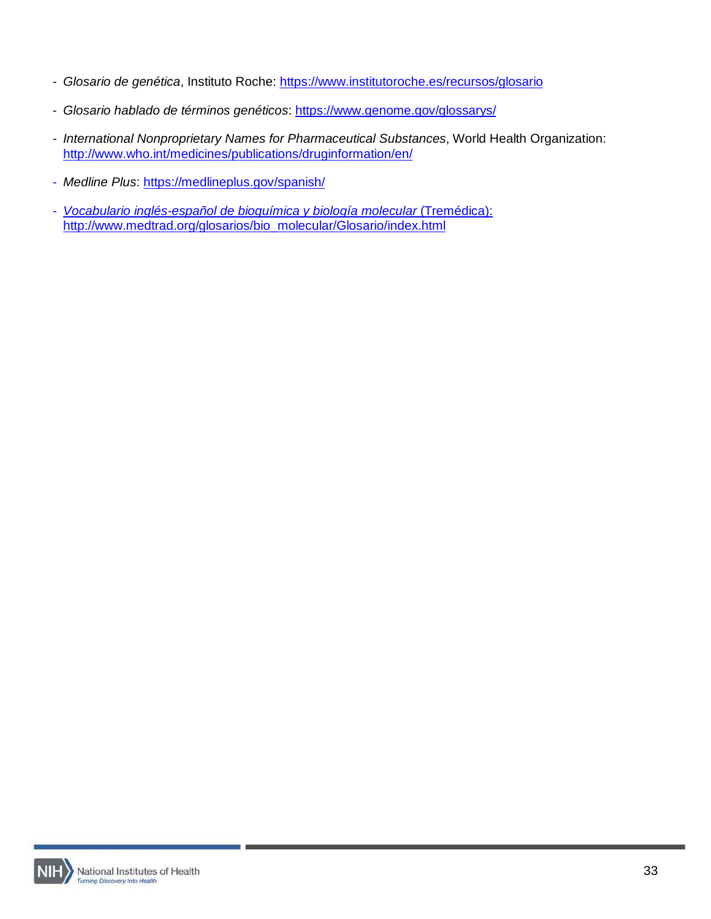- *Glosario de genética*, Instituto Roche: https://www.institutoroche.es/recursos/glosario
- *Glosario hablado de términos genéticos*: https://www.genome.gov/glossarys/
- *International Nonproprietary Names for Pharmaceutical Substances*, World Health Organization: http://www.who.int/medicines/publications/druginformation/en/
- *Medline Plus*: https://medlineplus.gov/spanish/
- *Vocabulario inglés-español de bioquímica y biología molecular* (Tremédica): http://www.medtrad.org/glosarios/bio_molecular/Glosario/index.html